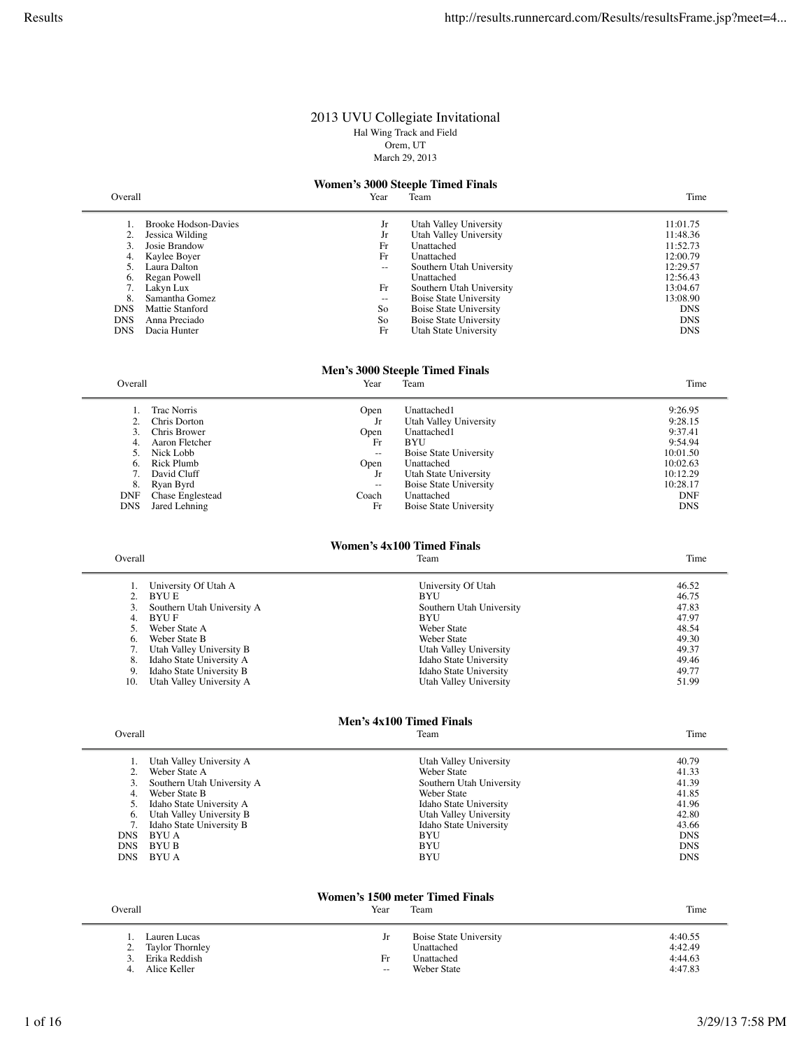# 2013 UVU Collegiate Invitational

Hal Wing Track and Field
Orem, UT
March 29, 2013

## Women's 3000 Steeple Timed Finals

| Overall | | Year | Team | Time |
|---|---|---|---|---|
| 1. | Brooke Hodson-Davies | Jr | Utah Valley University | 11:01.75 |
| 2. | Jessica Wilding | Jr | Utah Valley University | 11:48.36 |
| 3. | Josie Brandow | Fr | Unattached | 11:52.73 |
| 4. | Kaylee Boyer | Fr | Unattached | 12:00.79 |
| 5. | Laura Dalton | -- | Southern Utah University | 12:29.57 |
| 6. | Regan Powell | | Unattached | 12:56.43 |
| 7. | Lakyn Lux | Fr | Southern Utah University | 13:04.67 |
| 8. | Samantha Gomez | -- | Boise State University | 13:08.90 |
| DNS | Mattie Stanford | So | Boise State University | DNS |
| DNS | Anna Preciado | So | Boise State University | DNS |
| DNS | Dacia Hunter | Fr | Utah State University | DNS |

## Men's 3000 Steeple Timed Finals

| Overall | | Year | Team | Time |
|---|---|---|---|---|
| 1. | Trac Norris | Open | Unattached1 | 9:26.95 |
| 2. | Chris Dorton | Jr | Utah Valley University | 9:28.15 |
| 3. | Chris Brower | Open | Unattached1 | 9:37.41 |
| 4. | Aaron Fletcher | Fr | BYU | 9:54.94 |
| 5. | Nick Lobb | -- | Boise State University | 10:01.50 |
| 6. | Rick Plumb | Open | Unattached | 10:02.63 |
| 7. | David Cluff | Jr | Utah State University | 10:12.29 |
| 8. | Ryan Byrd | -- | Boise State University | 10:28.17 |
| DNF | Chase Englestead | Coach | Unattached | DNF |
| DNS | Jared Lehning | Fr | Boise State University | DNS |

## Women's 4x100 Timed Finals

| Overall | | Team | Time |
|---|---|---|---|
| 1. | University Of Utah A | University Of Utah | 46.52 |
| 2. | BYU E | BYU | 46.75 |
| 3. | Southern Utah University A | Southern Utah University | 47.83 |
| 4. | BYU F | BYU | 47.97 |
| 5. | Weber State A | Weber State | 48.54 |
| 6. | Weber State B | Weber State | 49.30 |
| 7. | Utah Valley University B | Utah Valley University | 49.37 |
| 8. | Idaho State University A | Idaho State University | 49.46 |
| 9. | Idaho State University B | Idaho State University | 49.77 |
| 10. | Utah Valley University A | Utah Valley University | 51.99 |

## Men's 4x100 Timed Finals

| Overall | | Team | Time |
|---|---|---|---|
| 1. | Utah Valley University A | Utah Valley University | 40.79 |
| 2. | Weber State A | Weber State | 41.33 |
| 3. | Southern Utah University A | Southern Utah University | 41.39 |
| 4. | Weber State B | Weber State | 41.85 |
| 5. | Idaho State University A | Idaho State University | 41.96 |
| 6. | Utah Valley University B | Utah Valley University | 42.80 |
| 7. | Idaho State University B | Idaho State University | 43.66 |
| DNS | BYU A | BYU | DNS |
| DNS | BYU B | BYU | DNS |
| DNS | BYU A | BYU | DNS |

## Women's 1500 meter Timed Finals

| Overall | | Year | Team | Time |
|---|---|---|---|---|
| 1. | Lauren Lucas | Jr | Boise State University | 4:40.55 |
| 2. | Taylor Thornley | | Unattached | 4:42.49 |
| 3. | Erika Reddish | Fr | Unattached | 4:44.63 |
| 4. | Alice Keller | -- | Weber State | 4:47.83 |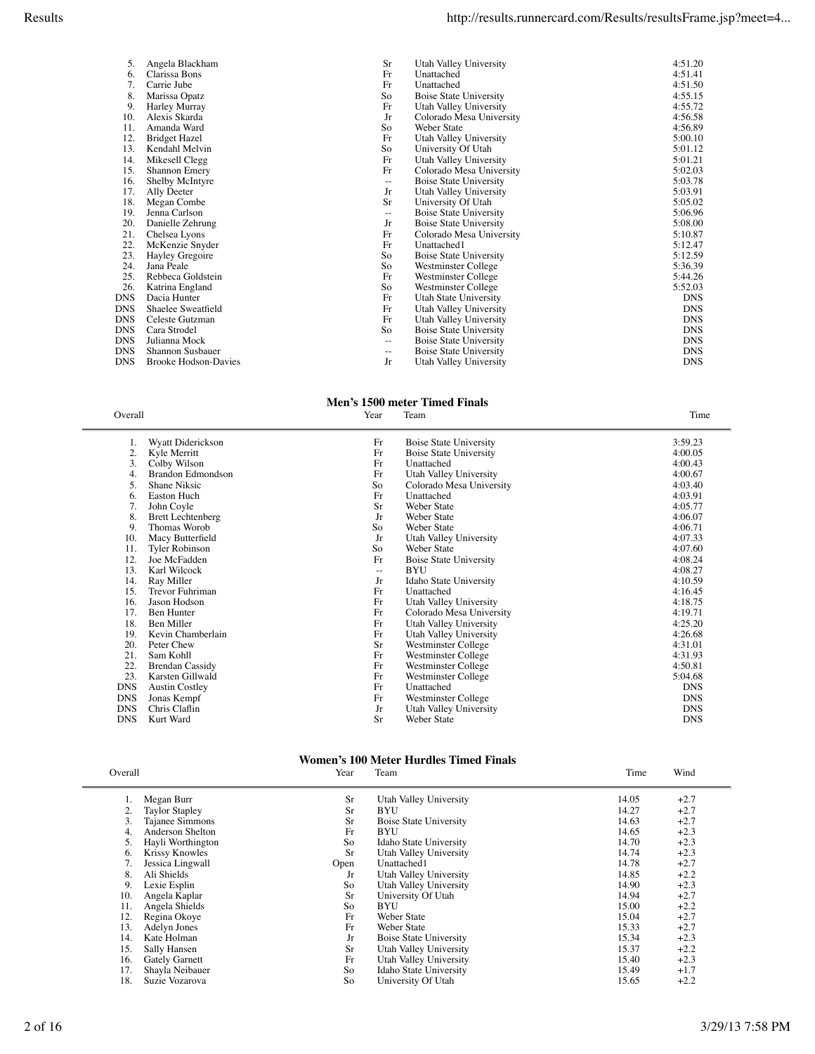| Overall | Name | Year | Team | Time |
|---|---|---|---|---|
| 5. | Angela Blackham | Sr | Utah Valley University | 4:51.20 |
| 6. | Clarissa Bons | Fr | Unattached | 4:51.41 |
| 7. | Carrie Jube | Fr | Unattached | 4:51.50 |
| 8. | Marissa Opatz | So | Boise State University | 4:55.15 |
| 9. | Harley Murray | Fr | Utah Valley University | 4:55.72 |
| 10. | Alexis Skarda | Jr | Colorado Mesa University | 4:56.58 |
| 11. | Amanda Ward | So | Weber State | 4:56.89 |
| 12. | Bridget Hazel | Fr | Utah Valley University | 5:00.10 |
| 13. | Kendahl Melvin | So | University Of Utah | 5:01.12 |
| 14. | Mikesell Clegg | Fr | Utah Valley University | 5:01.21 |
| 15. | Shannon Emery | Fr | Colorado Mesa University | 5:02.03 |
| 16. | Shelby McIntyre | -- | Boise State University | 5:03.78 |
| 17. | Ally Deeter | Jr | Utah Valley University | 5:03.91 |
| 18. | Megan Combe | Sr | University Of Utah | 5:05.02 |
| 19. | Jenna Carlson | -- | Boise State University | 5:06.96 |
| 20. | Danielle Zehrung | Jr | Boise State University | 5:08.00 |
| 21. | Chelsea Lyons | Fr | Colorado Mesa University | 5:10.87 |
| 22. | McKenzie Snyder | Fr | Unattached1 | 5:12.47 |
| 23. | Hayley Gregoire | So | Boise State University | 5:12.59 |
| 24. | Jana Peale | So | Westminster College | 5:36.39 |
| 25. | Rebbeca Goldstein | Fr | Westminster College | 5:44.26 |
| 26. | Katrina England | So | Westminster College | 5:52.03 |
| DNS | Dacia Hunter | Fr | Utah State University | DNS |
| DNS | Shaelee Sweatfield | Fr | Utah Valley University | DNS |
| DNS | Celeste Gutzman | Fr | Utah Valley University | DNS |
| DNS | Cara Strodel | So | Boise State University | DNS |
| DNS | Julianna Mock | -- | Boise State University | DNS |
| DNS | Shannon Susbauer | -- | Boise State University | DNS |
| DNS | Brooke Hodson-Davies | Jr | Utah Valley University | DNS |

## Men's 1500 meter Timed Finals

| Overall | Name | Year | Team | Time |
|---|---|---|---|---|
| 1. | Wyatt Diderickson | Fr | Boise State University | 3:59.23 |
| 2. | Kyle Merritt | Fr | Boise State University | 4:00.05 |
| 3. | Colby Wilson | Fr | Unattached | 4:00.43 |
| 4. | Brandon Edmondson | Fr | Utah Valley University | 4:00.67 |
| 5. | Shane Niksic | So | Colorado Mesa University | 4:03.40 |
| 6. | Easton Huch | Fr | Unattached | 4:03.91 |
| 7. | John Coyle | Sr | Weber State | 4:05.77 |
| 8. | Brett Lechtenberg | Jr | Weber State | 4:06.07 |
| 9. | Thomas Worob | So | Weber State | 4:06.71 |
| 10. | Macy Butterfield | Jr | Utah Valley University | 4:07.33 |
| 11. | Tyler Robinson | So | Weber State | 4:07.60 |
| 12. | Joe McFadden | Fr | Boise State University | 4:08.24 |
| 13. | Karl Wilcock | -- | BYU | 4:08.27 |
| 14. | Ray Miller | Jr | Idaho State University | 4:10.59 |
| 15. | Trevor Fuhriman | Fr | Unattached | 4:16.45 |
| 16. | Jason Hodson | Fr | Utah Valley University | 4:18.75 |
| 17. | Ben Hunter | Fr | Colorado Mesa University | 4:19.71 |
| 18. | Ben Miller | Fr | Utah Valley University | 4:25.20 |
| 19. | Kevin Chamberlain | Fr | Utah Valley University | 4:26.68 |
| 20. | Peter Chew | Sr | Westminster College | 4:31.01 |
| 21. | Sam Kohll | Fr | Westminster College | 4:31.93 |
| 22. | Brendan Cassidy | Fr | Westminster College | 4:50.81 |
| 23. | Karsten Gillwald | Fr | Westminster College | 5:04.68 |
| DNS | Austin Costley | Fr | Unattached | DNS |
| DNS | Jonas Kempf | Fr | Westminster College | DNS |
| DNS | Chris Claflin | Jr | Utah Valley University | DNS |
| DNS | Kurt Ward | Sr | Weber State | DNS |

## Women's 100 Meter Hurdles Timed Finals

| Overall | Name | Year | Team | Time | Wind |
|---|---|---|---|---|---|
| 1. | Megan Burr | Sr | Utah Valley University | 14.05 | +2.7 |
| 2. | Taylor Stapley | Sr | BYU | 14.27 | +2.7 |
| 3. | Tajanee Simmons | Sr | Boise State University | 14.63 | +2.7 |
| 4. | Anderson Shelton | Fr | BYU | 14.65 | +2.3 |
| 5. | Hayli Worthington | So | Idaho State University | 14.70 | +2.3 |
| 6. | Krissy Knowles | Sr | Utah Valley University | 14.74 | +2.3 |
| 7. | Jessica Lingwall | Open | Unattached1 | 14.78 | +2.7 |
| 8. | Ali Shields | Jr | Utah Valley University | 14.85 | +2.2 |
| 9. | Lexie Esplin | So | Utah Valley University | 14.90 | +2.3 |
| 10. | Angela Kaplar | Sr | University Of Utah | 14.94 | +2.7 |
| 11. | Angela Shields | So | BYU | 15.00 | +2.2 |
| 12. | Regina Okoye | Fr | Weber State | 15.04 | +2.7 |
| 13. | Adelyn Jones | Fr | Weber State | 15.33 | +2.7 |
| 14. | Kate Holman | Jr | Boise State University | 15.34 | +2.3 |
| 15. | Sally Hansen | Sr | Utah Valley University | 15.37 | +2.2 |
| 16. | Gately Garnett | Fr | Utah Valley University | 15.40 | +2.3 |
| 17. | Shayla Neibauer | So | Idaho State University | 15.49 | +1.7 |
| 18. | Suzie Vozarova | So | University Of Utah | 15.65 | +2.2 |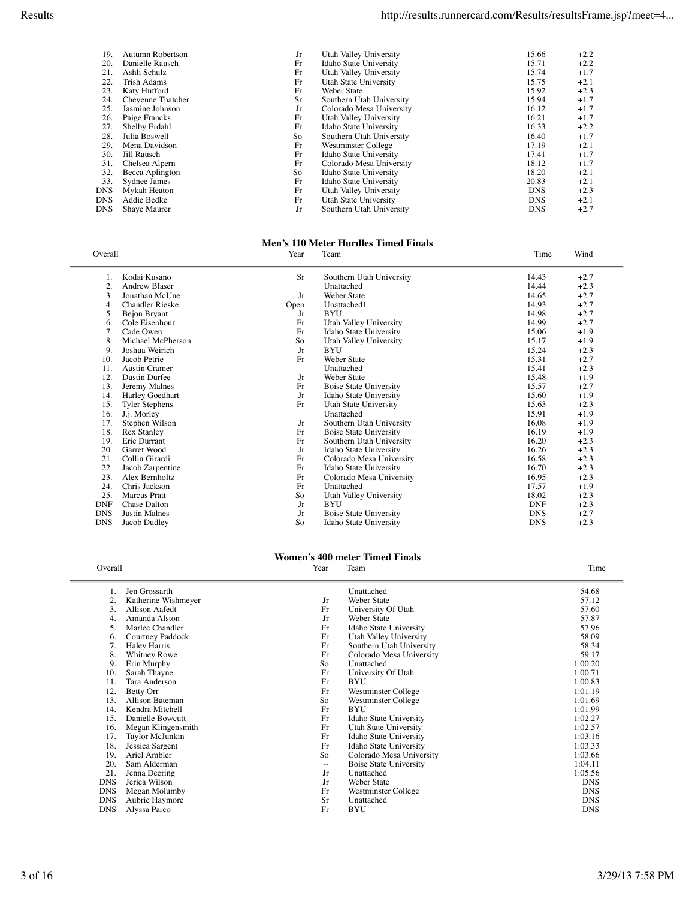| | | Year | Team | Time | Wind |
|---|---|---|---|---|---|
| 19. | Autumn Robertson | Jr | Utah Valley University | 15.66 | +2.2 |
| 20. | Danielle Rausch | Fr | Idaho State University | 15.71 | +2.2 |
| 21. | Ashli Schulz | Fr | Utah Valley University | 15.74 | +1.7 |
| 22. | Trish Adams | Fr | Utah State University | 15.75 | +2.1 |
| 23. | Katy Hufford | Fr | Weber State | 15.92 | +2.3 |
| 24. | Cheyenne Thatcher | Sr | Southern Utah University | 15.94 | +1.7 |
| 25. | Jasmine Johnson | Jr | Colorado Mesa University | 16.12 | +1.7 |
| 26. | Paige Francks | Fr | Utah Valley University | 16.21 | +1.7 |
| 27. | Shelby Erdahl | Fr | Idaho State University | 16.33 | +2.2 |
| 28. | Julia Boswell | So | Southern Utah University | 16.40 | +1.7 |
| 29. | Mena Davidson | Fr | Westminster College | 17.19 | +2.1 |
| 30. | Jill Rausch | Fr | Idaho State University | 17.41 | +1.7 |
| 31. | Chelsea Alpern | Fr | Colorado Mesa University | 18.12 | +1.7 |
| 32. | Becca Aplington | So | Idaho State University | 18.20 | +2.1 |
| 33. | Sydnee James | Fr | Idaho State University | 20.83 | +2.1 |
| DNS | Mykah Heaton | Fr | Utah Valley University | DNS | +2.3 |
| DNS | Addie Bedke | Fr | Utah State University | DNS | +2.1 |
| DNS | Shaye Maurer | Jr | Southern Utah University | DNS | +2.7 |

## Men's 110 Meter Hurdles Timed Finals

| Overall | | Year | Team | Time | Wind |
|---|---|---|---|---|---|
| 1. | Kodai Kusano | Sr | Southern Utah University | 14.43 | +2.7 |
| 2. | Andrew Blaser | | Unattached | 14.44 | +2.3 |
| 3. | Jonathan McUne | Jr | Weber State | 14.65 | +2.7 |
| 4. | Chandler Rieske | Open | Unattached1 | 14.93 | +2.7 |
| 5. | Bejon Bryant | Jr | BYU | 14.98 | +2.7 |
| 6. | Cole Eisenhour | Fr | Utah Valley University | 14.99 | +2.7 |
| 7. | Cade Owen | Fr | Idaho State University | 15.06 | +1.9 |
| 8. | Michael McPherson | So | Utah Valley University | 15.17 | +1.9 |
| 9. | Joshua Weirich | Jr | BYU | 15.24 | +2.3 |
| 10. | Jacob Petrie | Fr | Weber State | 15.31 | +2.7 |
| 11. | Austin Cramer | | Unattached | 15.41 | +2.3 |
| 12. | Dustin Durfee | Jr | Weber State | 15.48 | +1.9 |
| 13. | Jeremy Malnes | Fr | Boise State University | 15.57 | +2.7 |
| 14. | Harley Goedhart | Jr | Idaho State University | 15.60 | +1.9 |
| 15. | Tyler Stephens | Fr | Utah State University | 15.63 | +2.3 |
| 16. | J.j. Morley | | Unattached | 15.91 | +1.9 |
| 17. | Stephen Wilson | Jr | Southern Utah University | 16.08 | +1.9 |
| 18. | Rex Stanley | Fr | Boise State University | 16.19 | +1.9 |
| 19. | Eric Durrant | Fr | Southern Utah University | 16.20 | +2.3 |
| 20. | Garret Wood | Jr | Idaho State University | 16.26 | +2.3 |
| 21. | Collin Girardi | Fr | Colorado Mesa University | 16.58 | +2.3 |
| 22. | Jacob Zarpentine | Fr | Idaho State University | 16.70 | +2.3 |
| 23. | Alex Bernholtz | Fr | Colorado Mesa University | 16.95 | +2.3 |
| 24. | Chris Jackson | Fr | Unattached | 17.57 | +1.9 |
| 25. | Marcus Pratt | So | Utah Valley University | 18.02 | +2.3 |
| DNF | Chase Dalton | Jr | BYU | DNF | +2.3 |
| DNS | Justin Malnes | Jr | Boise State University | DNS | +2.7 |
| DNS | Jacob Dudley | So | Idaho State University | DNS | +2.3 |

## Women's 400 meter Timed Finals

| Overall | | Year | Team | Time |
|---|---|---|---|---|
| 1. | Jen Grossarth | | Unattached | 54.68 |
| 2. | Katherine Wishmeyer | Jr | Weber State | 57.12 |
| 3. | Allison Aafedt | Fr | University Of Utah | 57.60 |
| 4. | Amanda Alston | Jr | Weber State | 57.87 |
| 5. | Marlee Chandler | Fr | Idaho State University | 57.96 |
| 6. | Courtney Paddock | Fr | Utah Valley University | 58.09 |
| 7. | Haley Harris | Fr | Southern Utah University | 58.34 |
| 8. | Whitney Rowe | Fr | Colorado Mesa University | 59.17 |
| 9. | Erin Murphy | So | Unattached | 1:00.20 |
| 10. | Sarah Thayne | Fr | University Of Utah | 1:00.71 |
| 11. | Tara Anderson | Fr | BYU | 1:00.83 |
| 12. | Betty Orr | Fr | Westminster College | 1:01.19 |
| 13. | Allison Bateman | So | Westminster College | 1:01.69 |
| 14. | Kendra Mitchell | Fr | BYU | 1:01.99 |
| 15. | Danielle Bowcutt | Fr | Idaho State University | 1:02.27 |
| 16. | Megan Klingensmith | Fr | Utah State University | 1:02.57 |
| 17. | Taylor McJunkin | Fr | Idaho State University | 1:03.16 |
| 18. | Jessica Sargent | Fr | Idaho State University | 1:03.33 |
| 19. | Ariel Ambler | So | Colorado Mesa University | 1:03.66 |
| 20. | Sam Alderman | -- | Boise State University | 1:04.11 |
| 21. | Jenna Deering | Jr | Unattached | 1:05.56 |
| DNS | Jerica Wilson | Jr | Weber State | DNS |
| DNS | Megan Molumby | Fr | Westminster College | DNS |
| DNS | Aubrie Haymore | Sr | Unattached | DNS |
| DNS | Alyssa Parco | Fr | BYU | DNS |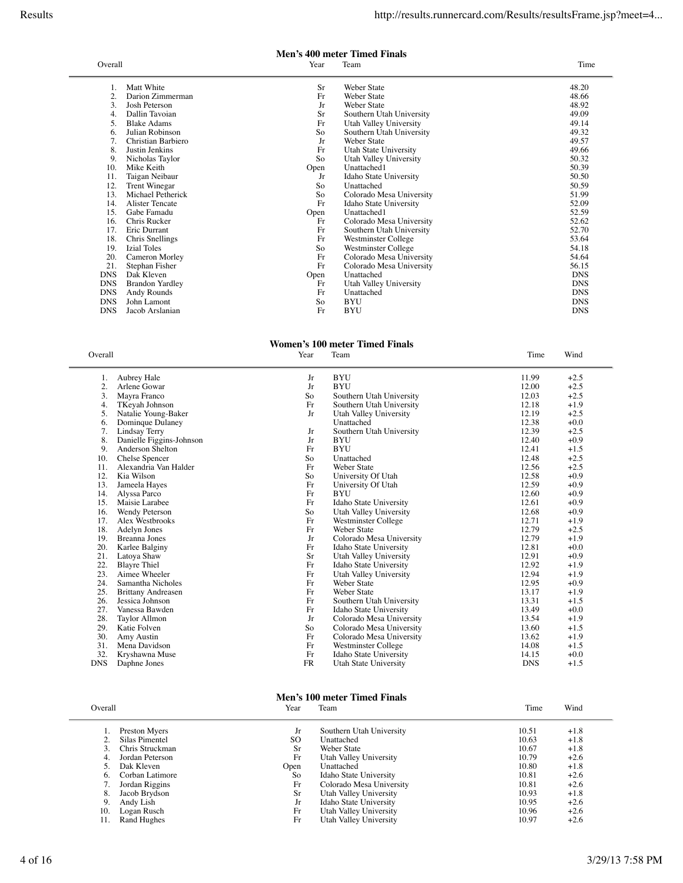### Men's 400 meter Timed Finals

| Overall | | Year | Team | Time |
|---|---|---|---|---|
| 1. | Matt White | Sr | Weber State | 48.20 |
| 2. | Darion Zimmerman | Fr | Weber State | 48.66 |
| 3. | Josh Peterson | Jr | Weber State | 48.92 |
| 4. | Dallin Tavoian | Sr | Southern Utah University | 49.09 |
| 5. | Blake Adams | Fr | Utah Valley University | 49.14 |
| 6. | Julian Robinson | So | Southern Utah University | 49.32 |
| 7. | Christian Barbiero | Jr | Weber State | 49.57 |
| 8. | Justin Jenkins | Fr | Utah State University | 49.66 |
| 9. | Nicholas Taylor | So | Utah Valley University | 50.32 |
| 10. | Mike Keith | Open | Unattached1 | 50.39 |
| 11. | Taigan Neibaur | Jr | Idaho State University | 50.50 |
| 12. | Trent Winegar | So | Unattached | 50.59 |
| 13. | Michael Petherick | So | Colorado Mesa University | 51.99 |
| 14. | Alister Tencate | Fr | Idaho State University | 52.09 |
| 15. | Gabe Famadu | Open | Unattached1 | 52.59 |
| 16. | Chris Rucker | Fr | Colorado Mesa University | 52.62 |
| 17. | Eric Durrant | Fr | Southern Utah University | 52.70 |
| 18. | Chris Snellings | Fr | Westminster College | 53.64 |
| 19. | Izial Toles | So | Westminster College | 54.18 |
| 20. | Cameron Morley | Fr | Colorado Mesa University | 54.64 |
| 21. | Stephan Fisher | Fr | Colorado Mesa University | 56.15 |
| DNS | Dak Kleven | Open | Unattached | DNS |
| DNS | Brandon Yardley | Fr | Utah Valley University | DNS |
| DNS | Andy Rounds | Fr | Unattached | DNS |
| DNS | John Lamont | So | BYU | DNS |
| DNS | Jacob Arslanian | Fr | BYU | DNS |

### Women's 100 meter Timed Finals

| Overall | | Year | Team | Time | Wind |
|---|---|---|---|---|---|
| 1. | Aubrey Hale | Jr | BYU | 11.99 | +2.5 |
| 2. | Arlene Gowar | Jr | BYU | 12.00 | +2.5 |
| 3. | Mayra Franco | So | Southern Utah University | 12.03 | +2.5 |
| 4. | TKeyah Johnson | Fr | Southern Utah University | 12.18 | +1.9 |
| 5. | Natalie Young-Baker | Jr | Utah Valley University | 12.19 | +2.5 |
| 6. | Dominque Dulaney | | Unattached | 12.38 | +0.0 |
| 7. | Lindsay Terry | Jr | Southern Utah University | 12.39 | +2.5 |
| 8. | Danielle Figgins-Johnson | Jr | BYU | 12.40 | +0.9 |
| 9. | Anderson Shelton | Fr | BYU | 12.41 | +1.5 |
| 10. | Chelse Spencer | So | Unattached | 12.48 | +2.5 |
| 11. | Alexandria Van Halder | Fr | Weber State | 12.56 | +2.5 |
| 12. | Kia Wilson | So | University Of Utah | 12.58 | +0.9 |
| 13. | Jameela Hayes | Fr | University Of Utah | 12.59 | +0.9 |
| 14. | Alyssa Parco | Fr | BYU | 12.60 | +0.9 |
| 15. | Maisie Larabee | Fr | Idaho State University | 12.61 | +0.9 |
| 16. | Wendy Peterson | So | Utah Valley University | 12.68 | +0.9 |
| 17. | Alex Westbrooks | Fr | Westminster College | 12.71 | +1.9 |
| 18. | Adelyn Jones | Fr | Weber State | 12.79 | +2.5 |
| 19. | Breanna Jones | Jr | Colorado Mesa University | 12.79 | +1.9 |
| 20. | Karlee Balginy | Fr | Idaho State University | 12.81 | +0.0 |
| 21. | Latoya Shaw | Sr | Utah Valley University | 12.91 | +0.9 |
| 22. | Blayre Thiel | Fr | Idaho State University | 12.92 | +1.9 |
| 23. | Aimee Wheeler | Fr | Utah Valley University | 12.94 | +1.9 |
| 24. | Samantha Nicholes | Fr | Weber State | 12.95 | +0.9 |
| 25. | Brittany Andreasen | Fr | Weber State | 13.17 | +1.9 |
| 26. | Jessica Johnson | Fr | Southern Utah University | 13.31 | +1.5 |
| 27. | Vanessa Bawden | Fr | Idaho State University | 13.49 | +0.0 |
| 28. | Taylor Allmon | Jr | Colorado Mesa University | 13.54 | +1.9 |
| 29. | Katie Folven | So | Colorado Mesa University | 13.60 | +1.5 |
| 30. | Amy Austin | Fr | Colorado Mesa University | 13.62 | +1.9 |
| 31. | Mena Davidson | Fr | Westminster College | 14.08 | +1.5 |
| 32. | Kryshawna Muse | Fr | Idaho State University | 14.15 | +0.0 |
| DNS | Daphne Jones | FR | Utah State University | DNS | +1.5 |

### Men's 100 meter Timed Finals

| Overall | | Year | Team | Time | Wind |
|---|---|---|---|---|---|
| 1. | Preston Myers | Jr | Southern Utah University | 10.51 | +1.8 |
| 2. | Silas Pimentel | SO | Unattached | 10.63 | +1.8 |
| 3. | Chris Struckman | Sr | Weber State | 10.67 | +1.8 |
| 4. | Jordan Peterson | Fr | Utah Valley University | 10.79 | +2.6 |
| 5. | Dak Kleven | Open | Unattached | 10.80 | +1.8 |
| 6. | Corban Latimore | So | Idaho State University | 10.81 | +2.6 |
| 7. | Jordan Riggins | Fr | Colorado Mesa University | 10.81 | +2.6 |
| 8. | Jacob Brydson | Sr | Utah Valley University | 10.93 | +1.8 |
| 9. | Andy Lish | Jr | Idaho State University | 10.95 | +2.6 |
| 10. | Logan Rusch | Fr | Utah Valley University | 10.96 | +2.6 |
| 11. | Rand Hughes | Fr | Utah Valley University | 10.97 | +2.6 |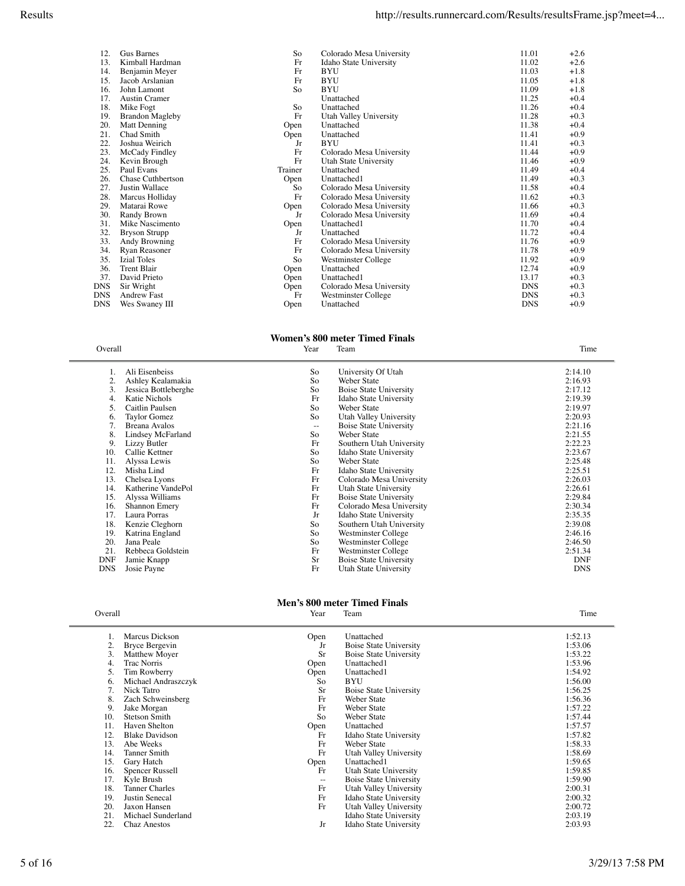| | Name | Year | Team | Time | Wind |
|---|---|---|---|---|---|
| 12. | Gus Barnes | So | Colorado Mesa University | 11.01 | +2.6 |
| 13. | Kimball Hardman | Fr | Idaho State University | 11.02 | +2.6 |
| 14. | Benjamin Meyer | Fr | BYU | 11.03 | +1.8 |
| 15. | Jacob Arslanian | Fr | BYU | 11.05 | +1.8 |
| 16. | John Lamont | So | BYU | 11.09 | +1.8 |
| 17. | Austin Cramer | | Unattached | 11.25 | +0.4 |
| 18. | Mike Fogt | So | Unattached | 11.26 | +0.4 |
| 19. | Brandon Magleby | Fr | Utah Valley University | 11.28 | +0.3 |
| 20. | Matt Denning | Open | Unattached | 11.38 | +0.4 |
| 21. | Chad Smith | Open | Unattached | 11.41 | +0.9 |
| 22. | Joshua Weirich | Jr | BYU | 11.41 | +0.3 |
| 23. | McCady Findley | Fr | Colorado Mesa University | 11.44 | +0.9 |
| 24. | Kevin Brough | Fr | Utah State University | 11.46 | +0.9 |
| 25. | Paul Evans | Trainer | Unattached | 11.49 | +0.4 |
| 26. | Chase Cuthbertson | Open | Unattached1 | 11.49 | +0.3 |
| 27. | Justin Wallace | So | Colorado Mesa University | 11.58 | +0.4 |
| 28. | Marcus Holliday | Fr | Colorado Mesa University | 11.62 | +0.3 |
| 29. | Matarai Rowe | Open | Colorado Mesa University | 11.66 | +0.3 |
| 30. | Randy Brown | Jr | Colorado Mesa University | 11.69 | +0.4 |
| 31. | Mike Nascimento | Open | Unattached1 | 11.70 | +0.4 |
| 32. | Bryson Strupp | Jr | Unattached | 11.72 | +0.4 |
| 33. | Andy Browning | Fr | Colorado Mesa University | 11.76 | +0.9 |
| 34. | Ryan Reasoner | Fr | Colorado Mesa University | 11.78 | +0.9 |
| 35. | Izial Toles | So | Westminster College | 11.92 | +0.9 |
| 36. | Trent Blair | Open | Unattached | 12.74 | +0.9 |
| 37. | David Prieto | Open | Unattached1 | 13.17 | +0.3 |
| DNS | Sir Wright | Open | Colorado Mesa University | DNS | +0.3 |
| DNS | Andrew Fast | Fr | Westminster College | DNS | +0.3 |
| DNS | Wes Swaney III | Open | Unattached | DNS | +0.9 |

## Women's 800 meter Timed Finals

| Overall | Name | Year | Team | Time |
|---|---|---|---|---|
| 1. | Ali Eisenbeiss | So | University Of Utah | 2:14.10 |
| 2. | Ashley Kealamakia | So | Weber State | 2:16.93 |
| 3. | Jessica Bottleberghe | So | Boise State University | 2:17.12 |
| 4. | Katie Nichols | Fr | Idaho State University | 2:19.39 |
| 5. | Caitlin Paulsen | So | Weber State | 2:19.97 |
| 6. | Taylor Gomez | So | Utah Valley University | 2:20.93 |
| 7. | Breana Avalos | -- | Boise State University | 2:21.16 |
| 8. | Lindsey McFarland | So | Weber State | 2:21.55 |
| 9. | Lizzy Butler | Fr | Southern Utah University | 2:22.23 |
| 10. | Callie Kettner | So | Idaho State University | 2:23.67 |
| 11. | Alyssa Lewis | So | Weber State | 2:25.48 |
| 12. | Misha Lind | Fr | Idaho State University | 2:25.51 |
| 13. | Chelsea Lyons | Fr | Colorado Mesa University | 2:26.03 |
| 14. | Katherine VandePol | Fr | Utah State University | 2:26.61 |
| 15. | Alyssa Williams | Fr | Boise State University | 2:29.84 |
| 16. | Shannon Emery | Fr | Colorado Mesa University | 2:30.34 |
| 17. | Laura Porras | Jr | Idaho State University | 2:35.35 |
| 18. | Kenzie Cleghorn | So | Southern Utah University | 2:39.08 |
| 19. | Katrina England | So | Westminster College | 2:46.16 |
| 20. | Jana Peale | So | Westminster College | 2:46.50 |
| 21. | Rebbeca Goldstein | Fr | Westminster College | 2:51.34 |
| DNF | Jamie Knapp | Sr | Boise State University | DNF |
| DNS | Josie Payne | Fr | Utah State University | DNS |

## Men's 800 meter Timed Finals

| Overall | Name | Year | Team | Time |
|---|---|---|---|---|
| 1. | Marcus Dickson | Open | Unattached | 1:52.13 |
| 2. | Bryce Bergevin | Jr | Boise State University | 1:53.06 |
| 3. | Matthew Moyer | Sr | Boise State University | 1:53.22 |
| 4. | Trac Norris | Open | Unattached1 | 1:53.96 |
| 5. | Tim Rowberry | Open | Unattached1 | 1:54.92 |
| 6. | Michael Andraszczyk | So | BYU | 1:56.00 |
| 7. | Nick Tatro | Sr | Boise State University | 1:56.25 |
| 8. | Zach Schweinsberg | Fr | Weber State | 1:56.36 |
| 9. | Jake Morgan | Fr | Weber State | 1:57.22 |
| 10. | Stetson Smith | So | Weber State | 1:57.44 |
| 11. | Haven Shelton | Open | Unattached | 1:57.57 |
| 12. | Blake Davidson | Fr | Idaho State University | 1:57.82 |
| 13. | Abe Weeks | Fr | Weber State | 1:58.33 |
| 14. | Tanner Smith | Fr | Utah Valley University | 1:58.69 |
| 15. | Gary Hatch | Open | Unattached1 | 1:59.65 |
| 16. | Spencer Russell | Fr | Utah State University | 1:59.85 |
| 17. | Kyle Brush | -- | Boise State University | 1:59.90 |
| 18. | Tanner Charles | Fr | Utah Valley University | 2:00.31 |
| 19. | Justin Senecal | Fr | Idaho State University | 2:00.32 |
| 20. | Jaxon Hansen | Fr | Utah Valley University | 2:00.72 |
| 21. | Michael Sunderland | | Idaho State University | 2:03.19 |
| 22. | Chaz Anestos | Jr | Idaho State University | 2:03.93 |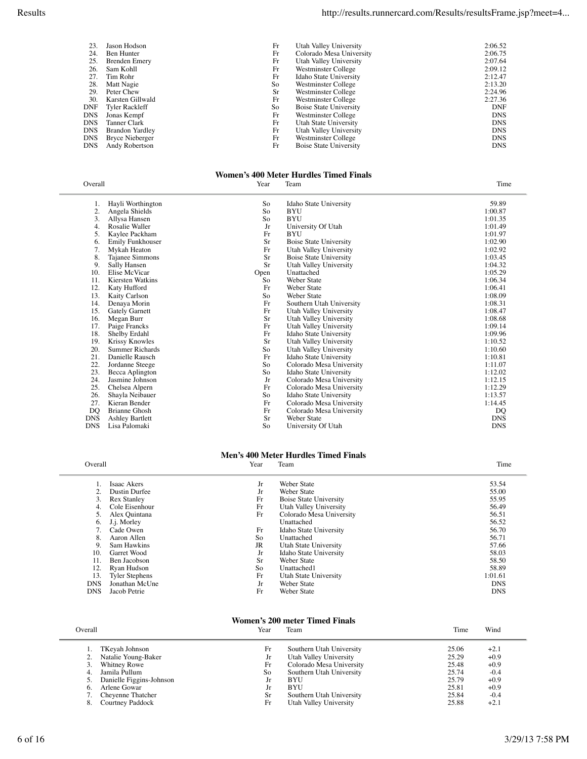| | | | | |
|---|---|---|---|---|
| 23. | Jason Hodson | Fr | Utah Valley University | 2:06.52 |
| 24. | Ben Hunter | Fr | Colorado Mesa University | 2:06.75 |
| 25. | Brenden Emery | Fr | Utah Valley University | 2:07.64 |
| 26. | Sam Kohll | Fr | Westminster College | 2:09.12 |
| 27. | Tim Rohr | Fr | Idaho State University | 2:12.47 |
| 28. | Matt Nagie | So | Westminster College | 2:13.20 |
| 29. | Peter Chew | Sr | Westminster College | 2:24.96 |
| 30. | Karsten Gillwald | Fr | Westminster College | 2:27.36 |
| DNF | Tyler Rackleff | So | Boise State University | DNF |
| DNS | Jonas Kempf | Fr | Westminster College | DNS |
| DNS | Tanner Clark | Fr | Utah State University | DNS |
| DNS | Brandon Yardley | Fr | Utah Valley University | DNS |
| DNS | Bryce Nieberger | Fr | Westminster College | DNS |
| DNS | Andy Robertson | Fr | Boise State University | DNS |

## Women's 400 Meter Hurdles Timed Finals

| Overall | | Year | Team | Time |
|---|---|---|---|---|
| 1. | Hayli Worthington | So | Idaho State University | 59.89 |
| 2. | Angela Shields | So | BYU | 1:00.87 |
| 3. | Allysa Hansen | So | BYU | 1:01.35 |
| 4. | Rosalie Waller | Jr | University Of Utah | 1:01.49 |
| 5. | Kaylee Packham | Fr | BYU | 1:01.97 |
| 6. | Emily Funkhouser | Sr | Boise State University | 1:02.90 |
| 7. | Mykah Heaton | Fr | Utah Valley University | 1:02.92 |
| 8. | Tajanee Simmons | Sr | Boise State University | 1:03.45 |
| 9. | Sally Hansen | Sr | Utah Valley University | 1:04.32 |
| 10. | Elise McVicar | Open | Unattached | 1:05.29 |
| 11. | Kiersten Watkins | So | Weber State | 1:06.34 |
| 12. | Katy Hufford | Fr | Weber State | 1:06.41 |
| 13. | Kaity Carlson | So | Weber State | 1:08.09 |
| 14. | Denaya Morin | Fr | Southern Utah University | 1:08.31 |
| 15. | Gately Garnett | Fr | Utah Valley University | 1:08.47 |
| 16. | Megan Burr | Sr | Utah Valley University | 1:08.68 |
| 17. | Paige Francks | Fr | Utah Valley University | 1:09.14 |
| 18. | Shelby Erdahl | Fr | Idaho State University | 1:09.96 |
| 19. | Krissy Knowles | Sr | Utah Valley University | 1:10.52 |
| 20. | Summer Richards | So | Utah Valley University | 1:10.60 |
| 21. | Danielle Rausch | Fr | Idaho State University | 1:10.81 |
| 22. | Jordanne Steege | So | Colorado Mesa University | 1:11.07 |
| 23. | Becca Aplington | So | Idaho State University | 1:12.02 |
| 24. | Jasmine Johnson | Jr | Colorado Mesa University | 1:12.15 |
| 25. | Chelsea Alpern | Fr | Colorado Mesa University | 1:12.29 |
| 26. | Shayla Neibauer | So | Idaho State University | 1:13.57 |
| 27. | Kieran Bender | Fr | Colorado Mesa University | 1:14.45 |
| DQ | Brianne Ghosh | Fr | Colorado Mesa University | DQ |
| DNS | Ashley Bartlett | Sr | Weber State | DNS |
| DNS | Lisa Palomaki | So | University Of Utah | DNS |

## Men's 400 Meter Hurdles Timed Finals

| Overall | | Year | Team | Time |
|---|---|---|---|---|
| 1. | Isaac Akers | Jr | Weber State | 53.54 |
| 2. | Dustin Durfee | Jr | Weber State | 55.00 |
| 3. | Rex Stanley | Fr | Boise State University | 55.95 |
| 4. | Cole Eisenhour | Fr | Utah Valley University | 56.49 |
| 5. | Alex Quintana | Fr | Colorado Mesa University | 56.51 |
| 6. | J.j. Morley | | Unattached | 56.52 |
| 7. | Cade Owen | Fr | Idaho State University | 56.70 |
| 8. | Aaron Allen | So | Unattached | 56.71 |
| 9. | Sam Hawkins | JR | Utah State University | 57.66 |
| 10. | Garret Wood | Jr | Idaho State University | 58.03 |
| 11. | Ben Jacobson | Sr | Weber State | 58.50 |
| 12. | Ryan Hudson | So | Unattached1 | 58.89 |
| 13. | Tyler Stephens | Fr | Utah State University | 1:01.61 |
| DNS | Jonathan McUne | Jr | Weber State | DNS |
| DNS | Jacob Petrie | Fr | Weber State | DNS |

## Women's 200 meter Timed Finals

| Overall | | Year | Team | Time | Wind |
|---|---|---|---|---|---|
| 1. | TKeyah Johnson | Fr | Southern Utah University | 25.06 | +2.1 |
| 2. | Natalie Young-Baker | Jr | Utah Valley University | 25.29 | +0.9 |
| 3. | Whitney Rowe | Fr | Colorado Mesa University | 25.48 | +0.9 |
| 4. | Jamila Pullum | So | Southern Utah University | 25.74 | -0.4 |
| 5. | Danielle Figgins-Johnson | Jr | BYU | 25.79 | +0.9 |
| 6. | Arlene Gowar | Jr | BYU | 25.81 | +0.9 |
| 7. | Cheyenne Thatcher | Sr | Southern Utah University | 25.84 | -0.4 |
| 8. | Courtney Paddock | Fr | Utah Valley University | 25.88 | +2.1 |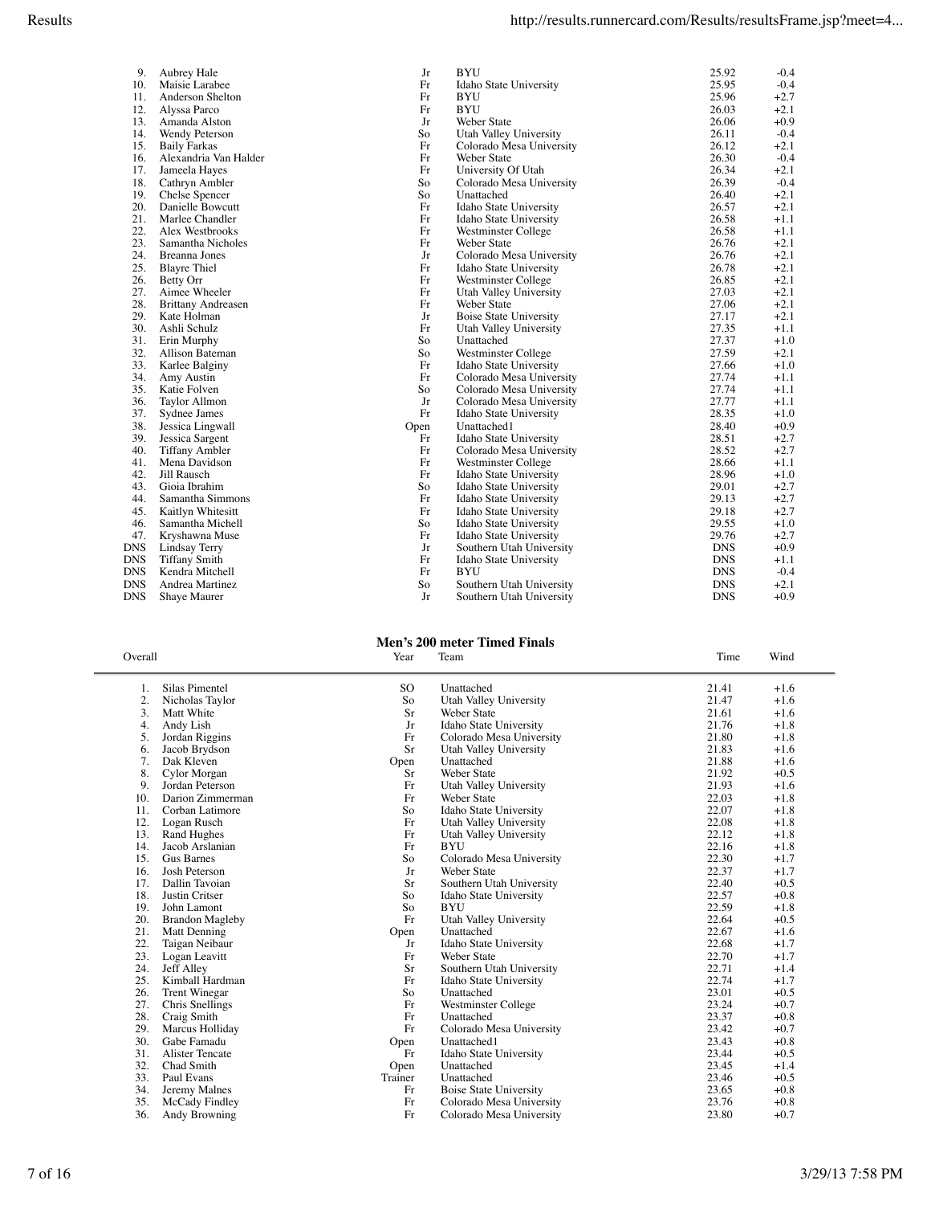| Overall | Name | Year | Team | Time | Wind |
|---|---|---|---|---|---|
| 9. | Aubrey Hale | Jr | BYU | 25.92 | -0.4 |
| 10. | Maisie Larabee | Fr | Idaho State University | 25.95 | -0.4 |
| 11. | Anderson Shelton | Fr | BYU | 25.96 | +2.7 |
| 12. | Alyssa Parco | Fr | BYU | 26.03 | +2.1 |
| 13. | Amanda Alston | Jr | Weber State | 26.06 | +0.9 |
| 14. | Wendy Peterson | So | Utah Valley University | 26.11 | -0.4 |
| 15. | Baily Farkas | Fr | Colorado Mesa University | 26.12 | +2.1 |
| 16. | Alexandria Van Halder | Fr | Weber State | 26.30 | -0.4 |
| 17. | Jameela Hayes | Fr | University Of Utah | 26.34 | +2.1 |
| 18. | Cathryn Ambler | So | Colorado Mesa University | 26.39 | -0.4 |
| 19. | Chelse Spencer | So | Unattached | 26.40 | +2.1 |
| 20. | Danielle Bowcutt | Fr | Idaho State University | 26.57 | +2.1 |
| 21. | Marlee Chandler | Fr | Idaho State University | 26.58 | +1.1 |
| 22. | Alex Westbrooks | Fr | Westminster College | 26.58 | +1.1 |
| 23. | Samantha Nicholes | Fr | Weber State | 26.76 | +2.1 |
| 24. | Breanna Jones | Jr | Colorado Mesa University | 26.76 | +2.1 |
| 25. | Blayre Thiel | Fr | Idaho State University | 26.78 | +2.1 |
| 26. | Betty Orr | Fr | Westminster College | 26.85 | +2.1 |
| 27. | Aimee Wheeler | Fr | Utah Valley University | 27.03 | +2.1 |
| 28. | Brittany Andreasen | Fr | Weber State | 27.06 | +2.1 |
| 29. | Kate Holman | Jr | Boise State University | 27.17 | +2.1 |
| 30. | Ashli Schulz | Fr | Utah Valley University | 27.35 | +1.1 |
| 31. | Erin Murphy | So | Unattached | 27.37 | +1.0 |
| 32. | Allison Bateman | So | Westminster College | 27.59 | +2.1 |
| 33. | Karlee Balginy | Fr | Idaho State University | 27.66 | +1.0 |
| 34. | Amy Austin | Fr | Colorado Mesa University | 27.74 | +1.1 |
| 35. | Katie Folven | So | Colorado Mesa University | 27.74 | +1.1 |
| 36. | Taylor Allmon | Jr | Colorado Mesa University | 27.77 | +1.1 |
| 37. | Sydnee James | Fr | Idaho State University | 28.35 | +1.0 |
| 38. | Jessica Lingwall | Open | Unattached1 | 28.40 | +0.9 |
| 39. | Jessica Sargent | Fr | Idaho State University | 28.51 | +2.7 |
| 40. | Tiffany Ambler | Fr | Colorado Mesa University | 28.52 | +2.7 |
| 41. | Mena Davidson | Fr | Westminster College | 28.66 | +1.1 |
| 42. | Jill Rausch | Fr | Idaho State University | 28.96 | +1.0 |
| 43. | Gioia Ibrahim | So | Idaho State University | 29.01 | +2.7 |
| 44. | Samantha Simmons | Fr | Idaho State University | 29.13 | +2.7 |
| 45. | Kaitlyn Whitesitt | Fr | Idaho State University | 29.18 | +2.7 |
| 46. | Samantha Michell | So | Idaho State University | 29.55 | +1.0 |
| 47. | Kryshawna Muse | Fr | Idaho State University | 29.76 | +2.7 |
| DNS | Lindsay Terry | Jr | Southern Utah University | DNS | +0.9 |
| DNS | Tiffany Smith | Fr | Idaho State University | DNS | +1.1 |
| DNS | Kendra Mitchell | Fr | BYU | DNS | -0.4 |
| DNS | Andrea Martinez | So | Southern Utah University | DNS | +2.1 |
| DNS | Shaye Maurer | Jr | Southern Utah University | DNS | +0.9 |

## Men's 200 meter Timed Finals

| Overall | Name | Year | Team | Time | Wind |
|---|---|---|---|---|---|
| 1. | Silas Pimentel | SO | Unattached | 21.41 | +1.6 |
| 2. | Nicholas Taylor | So | Utah Valley University | 21.47 | +1.6 |
| 3. | Matt White | Sr | Weber State | 21.61 | +1.6 |
| 4. | Andy Lish | Jr | Idaho State University | 21.76 | +1.8 |
| 5. | Jordan Riggins | Fr | Colorado Mesa University | 21.80 | +1.8 |
| 6. | Jacob Brydson | Sr | Utah Valley University | 21.83 | +1.6 |
| 7. | Dak Kleven | Open | Unattached | 21.88 | +1.6 |
| 8. | Cylor Morgan | Sr | Weber State | 21.92 | +0.5 |
| 9. | Jordan Peterson | Fr | Utah Valley University | 21.93 | +1.6 |
| 10. | Darion Zimmerman | Fr | Weber State | 22.03 | +1.8 |
| 11. | Corban Latimore | So | Idaho State University | 22.07 | +1.8 |
| 12. | Logan Rusch | Fr | Utah Valley University | 22.08 | +1.8 |
| 13. | Rand Hughes | Fr | Utah Valley University | 22.12 | +1.8 |
| 14. | Jacob Arslanian | Fr | BYU | 22.16 | +1.8 |
| 15. | Gus Barnes | So | Colorado Mesa University | 22.30 | +1.7 |
| 16. | Josh Peterson | Jr | Weber State | 22.37 | +1.7 |
| 17. | Dallin Tavoian | Sr | Southern Utah University | 22.40 | +0.5 |
| 18. | Justin Critser | So | Idaho State University | 22.57 | +0.8 |
| 19. | John Lamont | So | BYU | 22.59 | +1.8 |
| 20. | Brandon Magleby | Fr | Utah Valley University | 22.64 | +0.5 |
| 21. | Matt Denning | Open | Unattached | 22.67 | +1.6 |
| 22. | Taigan Neibaur | Jr | Idaho State University | 22.68 | +1.7 |
| 23. | Logan Leavitt | Fr | Weber State | 22.70 | +1.7 |
| 24. | Jeff Alley | Sr | Southern Utah University | 22.71 | +1.4 |
| 25. | Kimball Hardman | Fr | Idaho State University | 22.74 | +1.7 |
| 26. | Trent Winegar | So | Unattached | 23.01 | +0.5 |
| 27. | Chris Snellings | Fr | Westminster College | 23.24 | +0.7 |
| 28. | Craig Smith | Fr | Unattached | 23.37 | +0.8 |
| 29. | Marcus Holliday | Fr | Colorado Mesa University | 23.42 | +0.7 |
| 30. | Gabe Famadu | Open | Unattached1 | 23.43 | +0.8 |
| 31. | Alister Tencate | Fr | Idaho State University | 23.44 | +0.5 |
| 32. | Chad Smith | Open | Unattached | 23.45 | +1.4 |
| 33. | Paul Evans | Trainer | Unattached | 23.46 | +0.5 |
| 34. | Jeremy Malnes | Fr | Boise State University | 23.65 | +0.8 |
| 35. | McCady Findley | Fr | Colorado Mesa University | 23.76 | +0.8 |
| 36. | Andy Browning | Fr | Colorado Mesa University | 23.80 | +0.7 |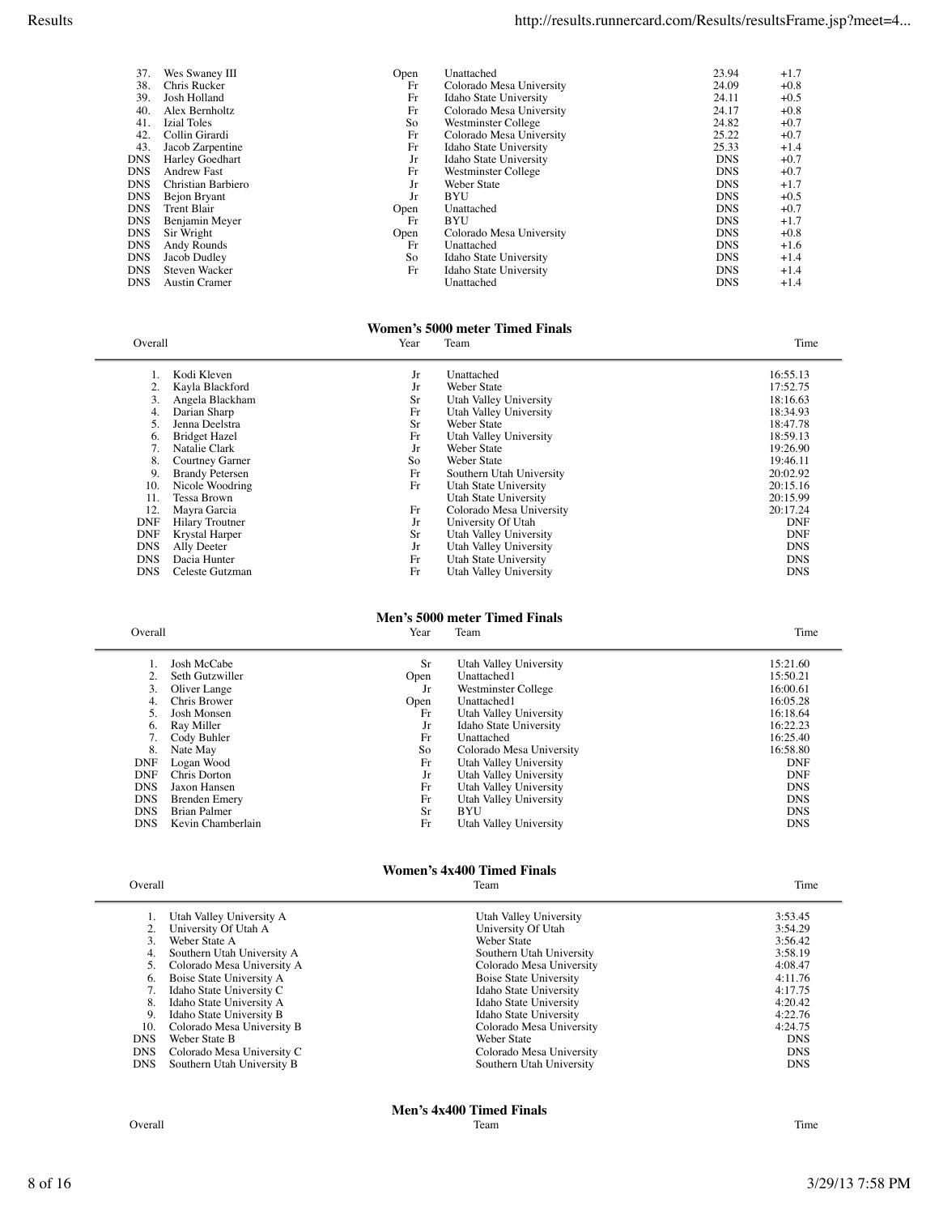| | | Year | Team | Time | Wind |
|---|---|---|---|---|---|
| 37. | Wes Swaney III | Open | Unattached | 23.94 | +1.7 |
| 38. | Chris Rucker | Fr | Colorado Mesa University | 24.09 | +0.8 |
| 39. | Josh Holland | Fr | Idaho State University | 24.11 | +0.5 |
| 40. | Alex Bernholtz | Fr | Colorado Mesa University | 24.17 | +0.8 |
| 41. | Izial Toles | So | Westminster College | 24.82 | +0.7 |
| 42. | Collin Girardi | Fr | Colorado Mesa University | 25.22 | +0.7 |
| 43. | Jacob Zarpentine | Fr | Idaho State University | 25.33 | +1.4 |
| DNS | Harley Goedhart | Jr | Idaho State University | DNS | +0.7 |
| DNS | Andrew Fast | Fr | Westminster College | DNS | +0.7 |
| DNS | Christian Barbiero | Jr | Weber State | DNS | +1.7 |
| DNS | Bejon Bryant | Jr | BYU | DNS | +0.5 |
| DNS | Trent Blair | Open | Unattached | DNS | +0.7 |
| DNS | Benjamin Meyer | Fr | BYU | DNS | +1.7 |
| DNS | Sir Wright | Open | Colorado Mesa University | DNS | +0.8 |
| DNS | Andy Rounds | Fr | Unattached | DNS | +1.6 |
| DNS | Jacob Dudley | So | Idaho State University | DNS | +1.4 |
| DNS | Steven Wacker | Fr | Idaho State University | DNS | +1.4 |
| DNS | Austin Cramer | | Unattached | DNS | +1.4 |

## Women's 5000 meter Timed Finals

| Overall | | Year | Team | Time |
|---|---|---|---|---|
| 1. | Kodi Kleven | Jr | Unattached | 16:55.13 |
| 2. | Kayla Blackford | Jr | Weber State | 17:52.75 |
| 3. | Angela Blackham | Sr | Utah Valley University | 18:16.63 |
| 4. | Darian Sharp | Fr | Utah Valley University | 18:34.93 |
| 5. | Jenna Deelstra | Sr | Weber State | 18:47.78 |
| 6. | Bridget Hazel | Fr | Utah Valley University | 18:59.13 |
| 7. | Natalie Clark | Jr | Weber State | 19:26.90 |
| 8. | Courtney Garner | So | Weber State | 19:46.11 |
| 9. | Brandy Petersen | Fr | Southern Utah University | 20:02.92 |
| 10. | Nicole Woodring | Fr | Utah State University | 20:15.16 |
| 11. | Tessa Brown | | Utah State University | 20:15.99 |
| 12. | Mayra Garcia | Fr | Colorado Mesa University | 20:17.24 |
| DNF | Hilary Troutner | Jr | University Of Utah | DNF |
| DNF | Krystal Harper | Sr | Utah Valley University | DNF |
| DNS | Ally Deeter | Jr | Utah Valley University | DNS |
| DNS | Dacia Hunter | Fr | Utah State University | DNS |
| DNS | Celeste Gutzman | Fr | Utah Valley University | DNS |

## Men's 5000 meter Timed Finals

| Overall | | Year | Team | Time |
|---|---|---|---|---|
| 1. | Josh McCabe | Sr | Utah Valley University | 15:21.60 |
| 2. | Seth Gutzwiller | Open | Unattached1 | 15:50.21 |
| 3. | Oliver Lange | Jr | Westminster College | 16:00.61 |
| 4. | Chris Brower | Open | Unattached1 | 16:05.28 |
| 5. | Josh Monsen | Fr | Utah Valley University | 16:18.64 |
| 6. | Ray Miller | Jr | Idaho State University | 16:22.23 |
| 7. | Cody Buhler | Fr | Unattached | 16:25.40 |
| 8. | Nate May | So | Colorado Mesa University | 16:58.80 |
| DNF | Logan Wood | Fr | Utah Valley University | DNF |
| DNF | Chris Dorton | Jr | Utah Valley University | DNF |
| DNS | Jaxon Hansen | Fr | Utah Valley University | DNS |
| DNS | Brenden Emery | Fr | Utah Valley University | DNS |
| DNS | Brian Palmer | Sr | BYU | DNS |
| DNS | Kevin Chamberlain | Fr | Utah Valley University | DNS |

## Women's 4x400 Timed Finals

| Overall | | Team | Time |
|---|---|---|---|
| 1. | Utah Valley University A | Utah Valley University | 3:53.45 |
| 2. | University Of Utah A | University Of Utah | 3:54.29 |
| 3. | Weber State A | Weber State | 3:56.42 |
| 4. | Southern Utah University A | Southern Utah University | 3:58.19 |
| 5. | Colorado Mesa University A | Colorado Mesa University | 4:08.47 |
| 6. | Boise State University A | Boise State University | 4:11.76 |
| 7. | Idaho State University C | Idaho State University | 4:17.75 |
| 8. | Idaho State University A | Idaho State University | 4:20.42 |
| 9. | Idaho State University B | Idaho State University | 4:22.76 |
| 10. | Colorado Mesa University B | Colorado Mesa University | 4:24.75 |
| DNS | Weber State B | Weber State | DNS |
| DNS | Colorado Mesa University C | Colorado Mesa University | DNS |
| DNS | Southern Utah University B | Southern Utah University | DNS |

## Men's 4x400 Timed Finals

| Overall | Team | Time |
|---|---|---|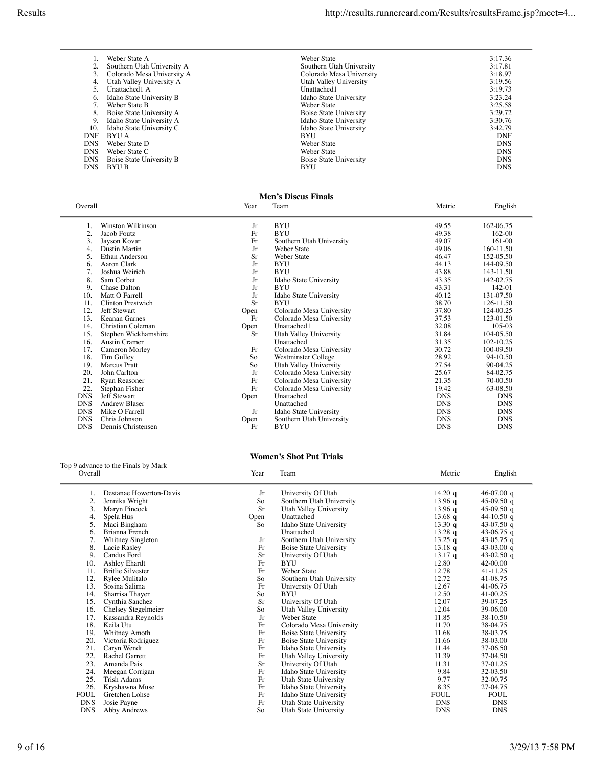| | | | |
|---|---|---|---|
| 1. | Weber State A | Weber State | 3:17.36 |
| 2. | Southern Utah University A | Southern Utah University | 3:17.81 |
| 3. | Colorado Mesa University A | Colorado Mesa University | 3:18.97 |
| 4. | Utah Valley University A | Utah Valley University | 3:19.56 |
| 5. | Unattached1 A | Unattached1 | 3:19.73 |
| 6. | Idaho State University B | Idaho State University | 3:23.24 |
| 7. | Weber State B | Weber State | 3:25.58 |
| 8. | Boise State University A | Boise State University | 3:29.72 |
| 9. | Idaho State University A | Idaho State University | 3:30.76 |
| 10. | Idaho State University C | Idaho State University | 3:42.79 |
| DNF | BYU A | BYU | DNF |
| DNS | Weber State D | Weber State | DNS |
| DNS | Weber State C | Weber State | DNS |
| DNS | Boise State University B | Boise State University | DNS |
| DNS | BYU B | BYU | DNS |

## Men's Discus Finals

| Overall | | Year | Team | Metric | English |
|---|---|---|---|---|---|
| 1. | Winston Wilkinson | Jr | BYU | 49.55 | 162-06.75 |
| 2. | Jacob Foutz | Fr | BYU | 49.38 | 162-00 |
| 3. | Jayson Kovar | Fr | Southern Utah University | 49.07 | 161-00 |
| 4. | Dustin Martin | Jr | Weber State | 49.06 | 160-11.50 |
| 5. | Ethan Anderson | Sr | Weber State | 46.47 | 152-05.50 |
| 6. | Aaron Clark | Jr | BYU | 44.13 | 144-09.50 |
| 7. | Joshua Weirich | Jr | BYU | 43.88 | 143-11.50 |
| 8. | Sam Corbet | Jr | Idaho State University | 43.35 | 142-02.75 |
| 9. | Chase Dalton | Jr | BYU | 43.31 | 142-01 |
| 10. | Matt O Farrell | Jr | Idaho State University | 40.12 | 131-07.50 |
| 11. | Clinton Prestwich | Sr | BYU | 38.70 | 126-11.50 |
| 12. | Jeff Stewart | Open | Colorado Mesa University | 37.80 | 124-00.25 |
| 13. | Keanan Garnes | Fr | Colorado Mesa University | 37.53 | 123-01.50 |
| 14. | Christian Coleman | Open | Unattached1 | 32.08 | 105-03 |
| 15. | Stephen Wickhamshire | Sr | Utah Valley University | 31.84 | 104-05.50 |
| 16. | Austin Cramer | | Unattached | 31.35 | 102-10.25 |
| 17. | Cameron Morley | Fr | Colorado Mesa University | 30.72 | 100-09.50 |
| 18. | Tim Gulley | So | Westminster College | 28.92 | 94-10.50 |
| 19. | Marcus Pratt | So | Utah Valley University | 27.54 | 90-04.25 |
| 20. | John Carlton | Jr | Colorado Mesa University | 25.67 | 84-02.75 |
| 21. | Ryan Reasoner | Fr | Colorado Mesa University | 21.35 | 70-00.50 |
| 22. | Stephan Fisher | Fr | Colorado Mesa University | 19.42 | 63-08.50 |
| DNS | Jeff Stewart | Open | Unattached | DNS | DNS |
| DNS | Andrew Blaser | | Unattached | DNS | DNS |
| DNS | Mike O Farrell | Jr | Idaho State University | DNS | DNS |
| DNS | Chris Johnson | Open | Southern Utah University | DNS | DNS |
| DNS | Dennis Christensen | Fr | BYU | DNS | DNS |

## Women's Shot Put Trials

Top 9 advance to the Finals by Mark

| Overall | | Year | Team | Metric | English |
|---|---|---|---|---|---|
| 1. | Destanae Howerton-Davis | Jr | University Of Utah | 14.20 q | 46-07.00 q |
| 2. | Jennika Wright | So | Southern Utah University | 13.96 q | 45-09.50 q |
| 3. | Maryn Pincock | Sr | Utah Valley University | 13.96 q | 45-09.50 q |
| 4. | Spela Hus | Open | Unattached | 13.68 q | 44-10.50 q |
| 5. | Maci Bingham | So | Idaho State University | 13.30 q | 43-07.50 q |
| 6. | Brianna French | | Unattached | 13.28 q | 43-06.75 q |
| 7. | Whitney Singleton | Jr | Southern Utah University | 13.25 q | 43-05.75 q |
| 8. | Lacie Rasley | Fr | Boise State University | 13.18 q | 43-03.00 q |
| 9. | Candus Ford | Sr | University Of Utah | 13.17 q | 43-02.50 q |
| 10. | Ashley Ehardt | Fr | BYU | 12.80 | 42-00.00 |
| 11. | Britlie Silvester | Fr | Weber State | 12.78 | 41-11.25 |
| 12. | Rylee Mulitalo | So | Southern Utah University | 12.72 | 41-08.75 |
| 13. | Sosina Salima | Fr | University Of Utah | 12.67 | 41-06.75 |
| 14. | Sharrisa Thayer | So | BYU | 12.50 | 41-00.25 |
| 15. | Cynthia Sanchez | Sr | University Of Utah | 12.07 | 39-07.25 |
| 16. | Chelsey Stegelmeier | So | Utah Valley University | 12.04 | 39-06.00 |
| 17. | Kassandra Reynolds | Jr | Weber State | 11.85 | 38-10.50 |
| 18. | Keila Utu | Fr | Colorado Mesa University | 11.70 | 38-04.75 |
| 19. | Whitney Amoth | Fr | Boise State University | 11.68 | 38-03.75 |
| 20. | Victoria Rodriguez | Fr | Boise State University | 11.66 | 38-03.00 |
| 21. | Caryn Wendt | Fr | Idaho State University | 11.44 | 37-06.50 |
| 22. | Rachel Garrett | Fr | Utah Valley University | 11.39 | 37-04.50 |
| 23. | Amanda Pais | Sr | University Of Utah | 11.31 | 37-01.25 |
| 24. | Meegan Corrigan | Fr | Idaho State University | 9.84 | 32-03.50 |
| 25. | Trish Adams | Fr | Utah State University | 9.77 | 32-00.75 |
| 26. | Kryshawna Muse | Fr | Idaho State University | 8.35 | 27-04.75 |
| FOUL | Gretchen Lohse | Fr | Idaho State University | FOUL | FOUL |
| DNS | Josie Payne | Fr | Utah State University | DNS | DNS |
| DNS | Abby Andrews | So | Utah State University | DNS | DNS |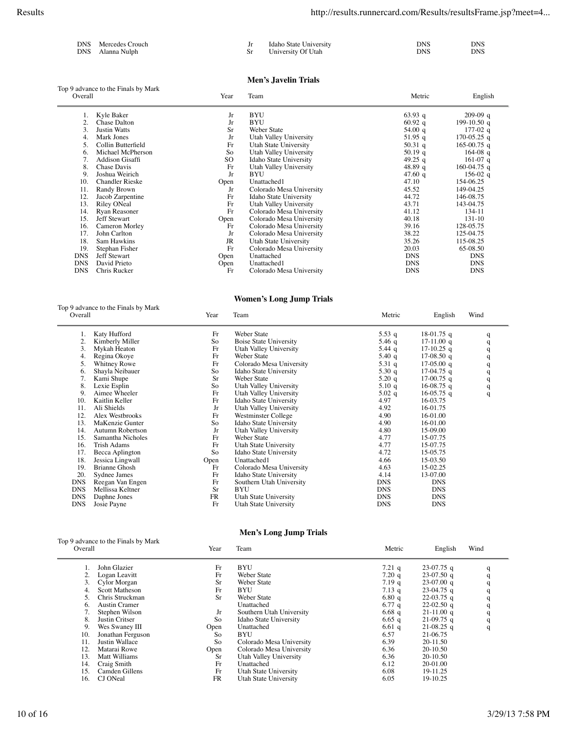| | | | | | |
|---|---|---|---|---|---|
| DNS | Mercedes Crouch | Jr | Idaho State University | DNS | DNS |
| DNS | Alanna Nulph | Sr | University Of Utah | DNS | DNS |

### Men's Javelin Trials

Top 9 advance to the Finals by Mark

| Overall | | Year | Team | Metric | English |
|---|---|---|---|---|---|
| 1. | Kyle Baker | Jr | BYU | 63.93 q | 209-09 q |
| 2. | Chase Dalton | Jr | BYU | 60.92 q | 199-10.50 q |
| 3. | Justin Watts | Sr | Weber State | 54.00 q | 177-02 q |
| 4. | Mark Jones | Jr | Utah Valley University | 51.95 q | 170-05.25 q |
| 5. | Collin Butterfield | Fr | Utah State University | 50.31 q | 165-00.75 q |
| 6. | Michael McPherson | So | Utah Valley University | 50.19 q | 164-08 q |
| 7. | Addison Gisaffi | SO | Idaho State University | 49.25 q | 161-07 q |
| 8. | Chase Davis | Fr | Utah Valley University | 48.89 q | 160-04.75 q |
| 9. | Joshua Weirich | Jr | BYU | 47.60 q | 156-02 q |
| 10. | Chandler Rieske | Open | Unattached1 | 47.10 | 154-06.25 |
| 11. | Randy Brown | Jr | Colorado Mesa University | 45.52 | 149-04.25 |
| 12. | Jacob Zarpentine | Fr | Idaho State University | 44.72 | 146-08.75 |
| 13. | Riley ONeal | Fr | Utah Valley University | 43.71 | 143-04.75 |
| 14. | Ryan Reasoner | Fr | Colorado Mesa University | 41.12 | 134-11 |
| 15. | Jeff Stewart | Open | Colorado Mesa University | 40.18 | 131-10 |
| 16. | Cameron Morley | Fr | Colorado Mesa University | 39.16 | 128-05.75 |
| 17. | John Carlton | Jr | Colorado Mesa University | 38.22 | 125-04.75 |
| 18. | Sam Hawkins | JR | Utah State University | 35.26 | 115-08.25 |
| 19. | Stephan Fisher | Fr | Colorado Mesa University | 20.03 | 65-08.50 |
| DNS | Jeff Stewart | Open | Unattached | DNS | DNS |
| DNS | David Prieto | Open | Unattached1 | DNS | DNS |
| DNS | Chris Rucker | Fr | Colorado Mesa University | DNS | DNS |

### Women's Long Jump Trials

Top 9 advance to the Finals by Mark

| Overall | | Year | Team | Metric | English | Wind |
|---|---|---|---|---|---|---|
| 1. | Katy Hufford | Fr | Weber State | 5.53 q | 18-01.75 q | q |
| 2. | Kimberly Miller | So | Boise State University | 5.46 q | 17-11.00 q | q |
| 3. | Mykah Heaton | Fr | Utah Valley University | 5.44 q | 17-10.25 q | q |
| 4. | Regina Okoye | Fr | Weber State | 5.40 q | 17-08.50 q | q |
| 5. | Whitney Rowe | Fr | Colorado Mesa University | 5.31 q | 17-05.00 q | q |
| 6. | Shayla Neibauer | So | Idaho State University | 5.30 q | 17-04.75 q | q |
| 7. | Kami Shupe | Sr | Weber State | 5.20 q | 17-00.75 q | q |
| 8. | Lexie Esplin | So | Utah Valley University | 5.10 q | 16-08.75 q | q |
| 9. | Aimee Wheeler | Fr | Utah Valley University | 5.02 q | 16-05.75 q | q |
| 10. | Kaitlin Keller | Fr | Idaho State University | 4.97 | 16-03.75 | |
| 11. | Ali Shields | Jr | Utah Valley University | 4.92 | 16-01.75 | |
| 12. | Alex Westbrooks | Fr | Westminster College | 4.90 | 16-01.00 | |
| 13. | MaKenzie Gunter | So | Idaho State University | 4.90 | 16-01.00 | |
| 14. | Autumn Robertson | Jr | Utah Valley University | 4.80 | 15-09.00 | |
| 15. | Samantha Nicholes | Fr | Weber State | 4.77 | 15-07.75 | |
| 16. | Trish Adams | Fr | Utah State University | 4.77 | 15-07.75 | |
| 17. | Becca Aplington | So | Idaho State University | 4.72 | 15-05.75 | |
| 18. | Jessica Lingwall | Open | Unattached1 | 4.66 | 15-03.50 | |
| 19. | Brianne Ghosh | Fr | Colorado Mesa University | 4.63 | 15-02.25 | |
| 20. | Sydnee James | Fr | Idaho State University | 4.14 | 13-07.00 | |
| DNS | Reegan Van Engen | Fr | Southern Utah University | DNS | DNS | |
| DNS | Mellissa Keltner | Sr | BYU | DNS | DNS | |
| DNS | Daphne Jones | FR | Utah State University | DNS | DNS | |
| DNS | Josie Payne | Fr | Utah State University | DNS | DNS | |

### Men's Long Jump Trials

Top 9 advance to the Finals by Mark

| Overall | | Year | Team | Metric | English | Wind |
|---|---|---|---|---|---|---|
| 1. | John Glazier | Fr | BYU | 7.21 q | 23-07.75 q | q |
| 2. | Logan Leavitt | Fr | Weber State | 7.20 q | 23-07.50 q | q |
| 3. | Cylor Morgan | Sr | Weber State | 7.19 q | 23-07.00 q | q |
| 4. | Scott Matheson | Fr | BYU | 7.13 q | 23-04.75 q | q |
| 5. | Chris Struckman | Sr | Weber State | 6.80 q | 22-03.75 q | q |
| 6. | Austin Cramer | | Unattached | 6.77 q | 22-02.50 q | q |
| 7. | Stephen Wilson | Jr | Southern Utah University | 6.68 q | 21-11.00 q | q |
| 8. | Justin Critser | So | Idaho State University | 6.65 q | 21-09.75 q | q |
| 9. | Wes Swaney III | Open | Unattached | 6.61 q | 21-08.25 q | q |
| 10. | Jonathan Ferguson | So | BYU | 6.57 | 21-06.75 | |
| 11. | Justin Wallace | So | Colorado Mesa University | 6.39 | 20-11.50 | |
| 12. | Matarai Rowe | Open | Colorado Mesa University | 6.36 | 20-10.50 | |
| 13. | Matt Williams | Sr | Utah Valley University | 6.36 | 20-10.50 | |
| 14. | Craig Smith | Fr | Unattached | 6.12 | 20-01.00 | |
| 15. | Camden Gillens | Fr | Utah State University | 6.08 | 19-11.25 | |
| 16. | CJ ONeal | FR | Utah State University | 6.05 | 19-10.25 | |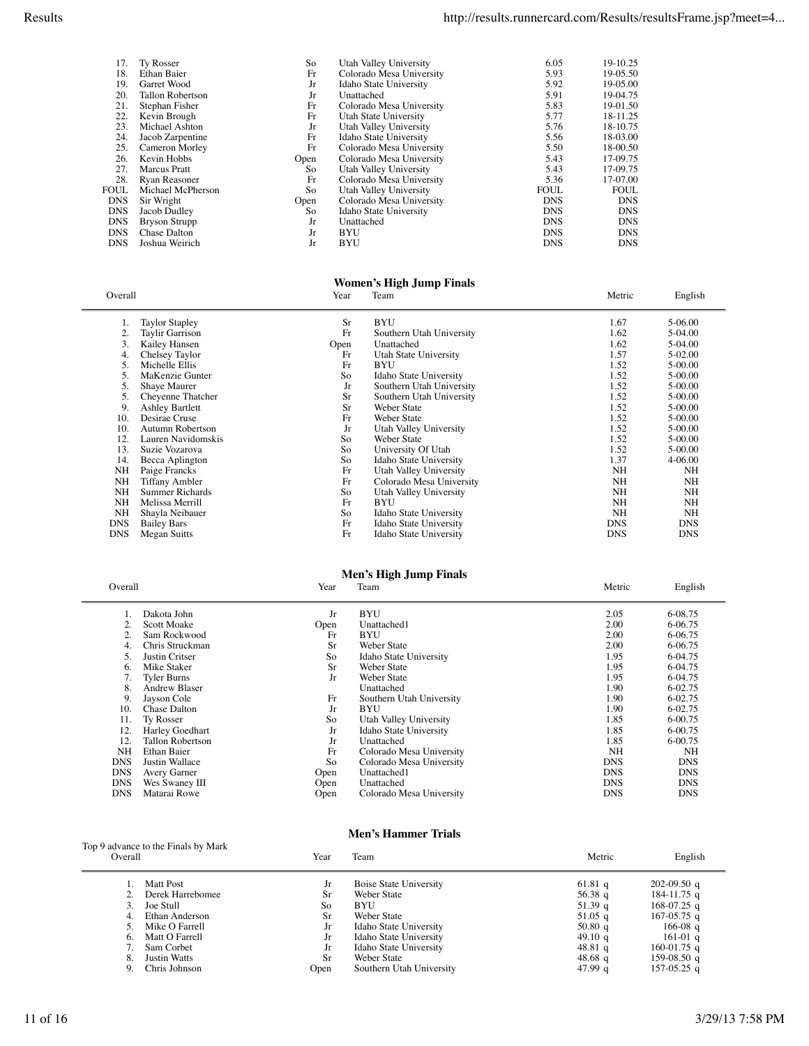| | | | | | |
|---|---|---|---|---|---|
| 17. | Ty Rosser | So | Utah Valley University | 6.05 | 19-10.25 |
| 18. | Ethan Baier | Fr | Colorado Mesa University | 5.93 | 19-05.50 |
| 19. | Garret Wood | Jr | Idaho State University | 5.92 | 19-05.00 |
| 20. | Tallon Robertson | Jr | Unattached | 5.91 | 19-04.75 |
| 21. | Stephan Fisher | Fr | Colorado Mesa University | 5.83 | 19-01.50 |
| 22. | Kevin Brough | Fr | Utah State University | 5.77 | 18-11.25 |
| 23. | Michael Ashton | Jr | Utah Valley University | 5.76 | 18-10.75 |
| 24. | Jacob Zarpentine | Fr | Idaho State University | 5.56 | 18-03.00 |
| 25. | Cameron Morley | Fr | Colorado Mesa University | 5.50 | 18-00.50 |
| 26. | Kevin Hobbs | Open | Colorado Mesa University | 5.43 | 17-09.75 |
| 27. | Marcus Pratt | So | Utah Valley University | 5.43 | 17-09.75 |
| 28. | Ryan Reasoner | Fr | Colorado Mesa University | 5.36 | 17-07.00 |
| FOUL | Michael McPherson | So | Utah Valley University | FOUL | FOUL |
| DNS | Sir Wright | Open | Colorado Mesa University | DNS | DNS |
| DNS | Jacob Dudley | So | Idaho State University | DNS | DNS |
| DNS | Bryson Strupp | Jr | Unattached | DNS | DNS |
| DNS | Chase Dalton | Jr | BYU | DNS | DNS |
| DNS | Joshua Weirich | Jr | BYU | DNS | DNS |

## Women's High Jump Finals

| Overall | | Year | Team | Metric | English |
|---|---|---|---|---|---|
| 1. | Taylor Stapley | Sr | BYU | 1.67 | 5-06.00 |
| 2. | Taylir Garrison | Fr | Southern Utah University | 1.62 | 5-04.00 |
| 3. | Kailey Hansen | Open | Unattached | 1.62 | 5-04.00 |
| 4. | Chelsey Taylor | Fr | Utah State University | 1.57 | 5-02.00 |
| 5. | Michelle Ellis | Fr | BYU | 1.52 | 5-00.00 |
| 5. | MaKenzie Gunter | So | Idaho State University | 1.52 | 5-00.00 |
| 5. | Shaye Maurer | Jr | Southern Utah University | 1.52 | 5-00.00 |
| 5. | Cheyenne Thatcher | Sr | Southern Utah University | 1.52 | 5-00.00 |
| 9. | Ashley Bartlett | Sr | Weber State | 1.52 | 5-00.00 |
| 10. | Desirae Cruse | Fr | Weber State | 1.52 | 5-00.00 |
| 10. | Autumn Robertson | Jr | Utah Valley University | 1.52 | 5-00.00 |
| 12. | Lauren Navidomskis | So | Weber State | 1.52 | 5-00.00 |
| 13. | Suzie Vozarova | So | University Of Utah | 1.52 | 5-00.00 |
| 14. | Becca Aplington | So | Idaho State University | 1.37 | 4-06.00 |
| NH | Paige Francks | Fr | Utah Valley University | NH | NH |
| NH | Tiffany Ambler | Fr | Colorado Mesa University | NH | NH |
| NH | Summer Richards | So | Utah Valley University | NH | NH |
| NH | Melissa Merrill | Fr | BYU | NH | NH |
| NH | Shayla Neibauer | So | Idaho State University | NH | NH |
| DNS | Bailey Bars | Fr | Idaho State University | DNS | DNS |
| DNS | Megan Suitts | Fr | Idaho State University | DNS | DNS |

## Men's High Jump Finals

| Overall | | Year | Team | Metric | English |
|---|---|---|---|---|---|
| 1. | Dakota John | Jr | BYU | 2.05 | 6-08.75 |
| 2. | Scott Moake | Open | Unattached1 | 2.00 | 6-06.75 |
| 2. | Sam Rockwood | Fr | BYU | 2.00 | 6-06.75 |
| 4. | Chris Struckman | Sr | Weber State | 2.00 | 6-06.75 |
| 5. | Justin Critser | So | Idaho State University | 1.95 | 6-04.75 |
| 6. | Mike Staker | Sr | Weber State | 1.95 | 6-04.75 |
| 7. | Tyler Burns | Jr | Weber State | 1.95 | 6-04.75 |
| 8. | Andrew Blaser | | Unattached | 1.90 | 6-02.75 |
| 9. | Jayson Cole | Fr | Southern Utah University | 1.90 | 6-02.75 |
| 10. | Chase Dalton | Jr | BYU | 1.90 | 6-02.75 |
| 11. | Ty Rosser | So | Utah Valley University | 1.85 | 6-00.75 |
| 12. | Harley Goedhart | Jr | Idaho State University | 1.85 | 6-00.75 |
| 12. | Tallon Robertson | Jr | Unattached | 1.85 | 6-00.75 |
| NH | Ethan Baier | Fr | Colorado Mesa University | NH | NH |
| DNS | Justin Wallace | So | Colorado Mesa University | DNS | DNS |
| DNS | Avery Garner | Open | Unattached1 | DNS | DNS |
| DNS | Wes Swaney III | Open | Unattached | DNS | DNS |
| DNS | Matarai Rowe | Open | Colorado Mesa University | DNS | DNS |

## Men's Hammer Trials

Top 9 advance to the Finals by Mark

| Overall | | Year | Team | Metric | English |
|---|---|---|---|---|---|
| 1. | Matt Post | Jr | Boise State University | 61.81 q | 202-09.50 q |
| 2. | Derek Harrebomee | Sr | Weber State | 56.38 q | 184-11.75 q |
| 3. | Joe Stull | So | BYU | 51.39 q | 168-07.25 q |
| 4. | Ethan Anderson | Sr | Weber State | 51.05 q | 167-05.75 q |
| 5. | Mike O Farrell | Jr | Idaho State University | 50.80 q | 166-08 q |
| 6. | Matt O Farrell | Jr | Idaho State University | 49.10 q | 161-01 q |
| 7. | Sam Corbet | Jr | Idaho State University | 48.81 q | 160-01.75 q |
| 8. | Justin Watts | Sr | Weber State | 48.68 q | 159-08.50 q |
| 9. | Chris Johnson | Open | Southern Utah University | 47.99 q | 157-05.25 q |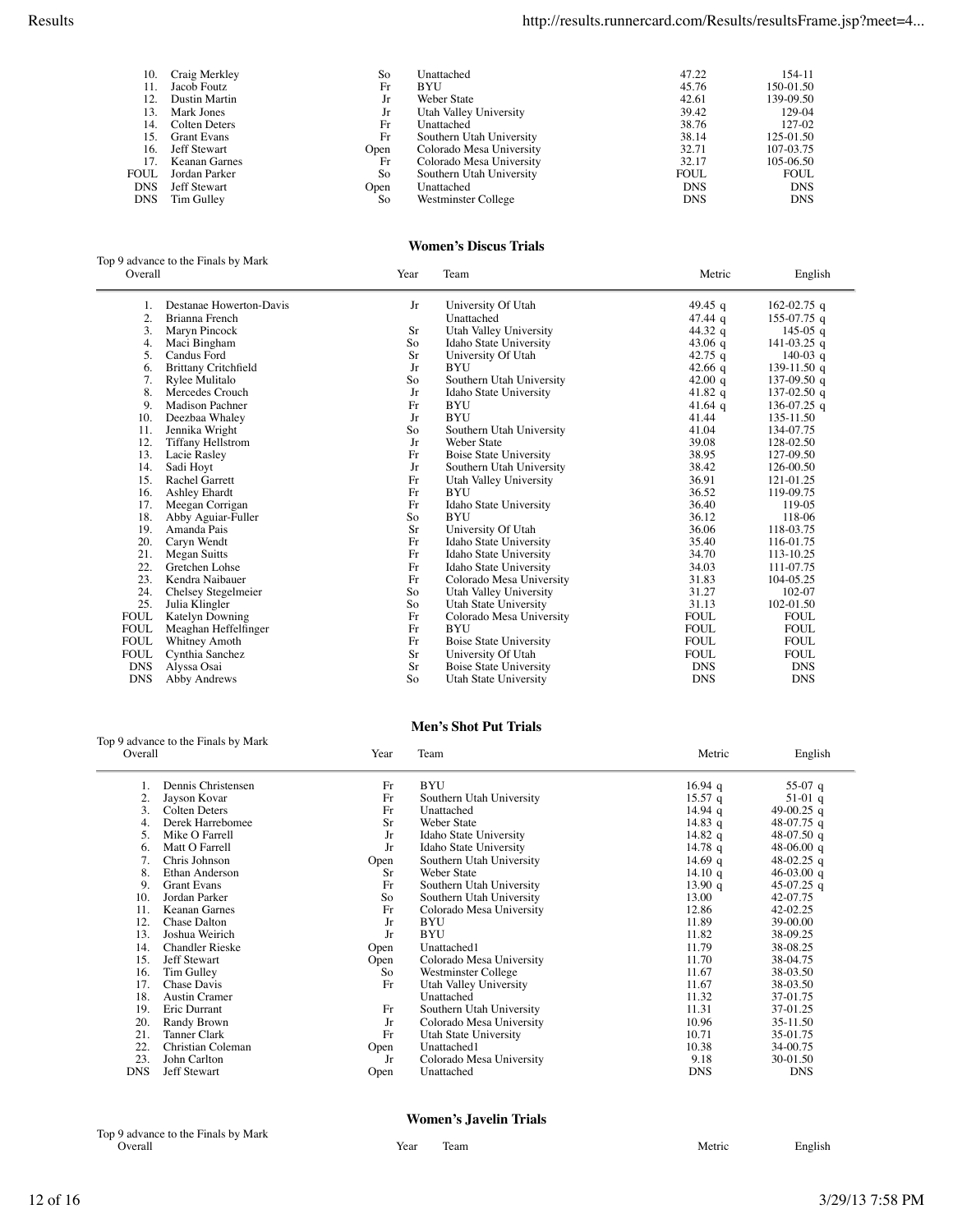| | | | | | |
|---|---|---|---|---|---|
| 10. | Craig Merkley | So | Unattached | 47.22 | 154-11 |
| 11. | Jacob Foutz | Fr | BYU | 45.76 | 150-01.50 |
| 12. | Dustin Martin | Jr | Weber State | 42.61 | 139-09.50 |
| 13. | Mark Jones | Jr | Utah Valley University | 39.42 | 129-04 |
| 14. | Colten Deters | Fr | Unattached | 38.76 | 127-02 |
| 15. | Grant Evans | Fr | Southern Utah University | 38.14 | 125-01.50 |
| 16. | Jeff Stewart | Open | Colorado Mesa University | 32.71 | 107-03.75 |
| 17. | Keanan Garnes | Fr | Colorado Mesa University | 32.17 | 105-06.50 |
| FOUL | Jordan Parker | So | Southern Utah University | FOUL | FOUL |
| DNS | Jeff Stewart | Open | Unattached | DNS | DNS |
| DNS | Tim Gulley | So | Westminster College | DNS | DNS |

## Women's Discus Trials

Top 9 advance to the Finals by Mark

| Overall | | Year | Team | Metric | English |
|---|---|---|---|---|---|
| 1. | Destanae Howerton-Davis | Jr | University Of Utah | 49.45 q | 162-02.75 q |
| 2. | Brianna French | | Unattached | 47.44 q | 155-07.75 q |
| 3. | Maryn Pincock | Sr | Utah Valley University | 44.32 q | 145-05 q |
| 4. | Maci Bingham | So | Idaho State University | 43.06 q | 141-03.25 q |
| 5. | Candus Ford | Sr | University Of Utah | 42.75 q | 140-03 q |
| 6. | Brittany Critchfield | Jr | BYU | 42.66 q | 139-11.50 q |
| 7. | Rylee Mulitalo | So | Southern Utah University | 42.00 q | 137-09.50 q |
| 8. | Mercedes Crouch | Jr | Idaho State University | 41.82 q | 137-02.50 q |
| 9. | Madison Pachner | Fr | BYU | 41.64 q | 136-07.25 q |
| 10. | Deezbaa Whaley | Jr | BYU | 41.44 | 135-11.50 |
| 11. | Jennika Wright | So | Southern Utah University | 41.04 | 134-07.75 |
| 12. | Tiffany Hellstrom | Jr | Weber State | 39.08 | 128-02.50 |
| 13. | Lacie Rasley | Fr | Boise State University | 38.95 | 127-09.50 |
| 14. | Sadi Hoyt | Jr | Southern Utah University | 38.42 | 126-00.50 |
| 15. | Rachel Garrett | Fr | Utah Valley University | 36.91 | 121-01.25 |
| 16. | Ashley Ehardt | Fr | BYU | 36.52 | 119-09.75 |
| 17. | Meegan Corrigan | Fr | Idaho State University | 36.40 | 119-05 |
| 18. | Abby Aguiar-Fuller | So | BYU | 36.12 | 118-06 |
| 19. | Amanda Pais | Sr | University Of Utah | 36.06 | 118-03.75 |
| 20. | Caryn Wendt | Fr | Idaho State University | 35.40 | 116-01.75 |
| 21. | Megan Suitts | Fr | Idaho State University | 34.70 | 113-10.25 |
| 22. | Gretchen Lohse | Fr | Idaho State University | 34.03 | 111-07.75 |
| 23. | Kendra Naibauer | Fr | Colorado Mesa University | 31.83 | 104-05.25 |
| 24. | Chelsey Stegelmeier | So | Utah Valley University | 31.27 | 102-07 |
| 25. | Julia Klingler | So | Utah State University | 31.13 | 102-01.50 |
| FOUL | Katelyn Downing | Fr | Colorado Mesa University | FOUL | FOUL |
| FOUL | Meaghan Heffelfinger | Fr | BYU | FOUL | FOUL |
| FOUL | Whitney Amoth | Fr | Boise State University | FOUL | FOUL |
| FOUL | Cynthia Sanchez | Sr | University Of Utah | FOUL | FOUL |
| DNS | Alyssa Osai | Sr | Boise State University | DNS | DNS |
| DNS | Abby Andrews | So | Utah State University | DNS | DNS |

## Men's Shot Put Trials

Top 9 advance to the Finals by Mark

| Overall | | Year | Team | Metric | English |
|---|---|---|---|---|---|
| 1. | Dennis Christensen | Fr | BYU | 16.94 q | 55-07 q |
| 2. | Jayson Kovar | Fr | Southern Utah University | 15.57 q | 51-01 q |
| 3. | Colten Deters | Fr | Unattached | 14.94 q | 49-00.25 q |
| 4. | Derek Harrebomee | Sr | Weber State | 14.83 q | 48-07.75 q |
| 5. | Mike O Farrell | Jr | Idaho State University | 14.82 q | 48-07.50 q |
| 6. | Matt O Farrell | Jr | Idaho State University | 14.78 q | 48-06.00 q |
| 7. | Chris Johnson | Open | Southern Utah University | 14.69 q | 48-02.25 q |
| 8. | Ethan Anderson | Sr | Weber State | 14.10 q | 46-03.00 q |
| 9. | Grant Evans | Fr | Southern Utah University | 13.90 q | 45-07.25 q |
| 10. | Jordan Parker | So | Southern Utah University | 13.00 | 42-07.75 |
| 11. | Keanan Garnes | Fr | Colorado Mesa University | 12.86 | 42-02.25 |
| 12. | Chase Dalton | Jr | BYU | 11.89 | 39-00.00 |
| 13. | Joshua Weirich | Jr | BYU | 11.82 | 38-09.25 |
| 14. | Chandler Rieske | Open | Unattached1 | 11.79 | 38-08.25 |
| 15. | Jeff Stewart | Open | Colorado Mesa University | 11.70 | 38-04.75 |
| 16. | Tim Gulley | So | Westminster College | 11.67 | 38-03.50 |
| 17. | Chase Davis | Fr | Utah Valley University | 11.67 | 38-03.50 |
| 18. | Austin Cramer | | Unattached | 11.32 | 37-01.75 |
| 19. | Eric Durrant | Fr | Southern Utah University | 11.31 | 37-01.25 |
| 20. | Randy Brown | Jr | Colorado Mesa University | 10.96 | 35-11.50 |
| 21. | Tanner Clark | Fr | Utah State University | 10.71 | 35-01.75 |
| 22. | Christian Coleman | Open | Unattached1 | 10.38 | 34-00.75 |
| 23. | John Carlton | Jr | Colorado Mesa University | 9.18 | 30-01.50 |
| DNS | Jeff Stewart | Open | Unattached | DNS | DNS |

## Women's Javelin Trials

Top 9 advance to the Finals by Mark

| Overall | | Year | Team | Metric | English |
|---|---|---|---|---|---|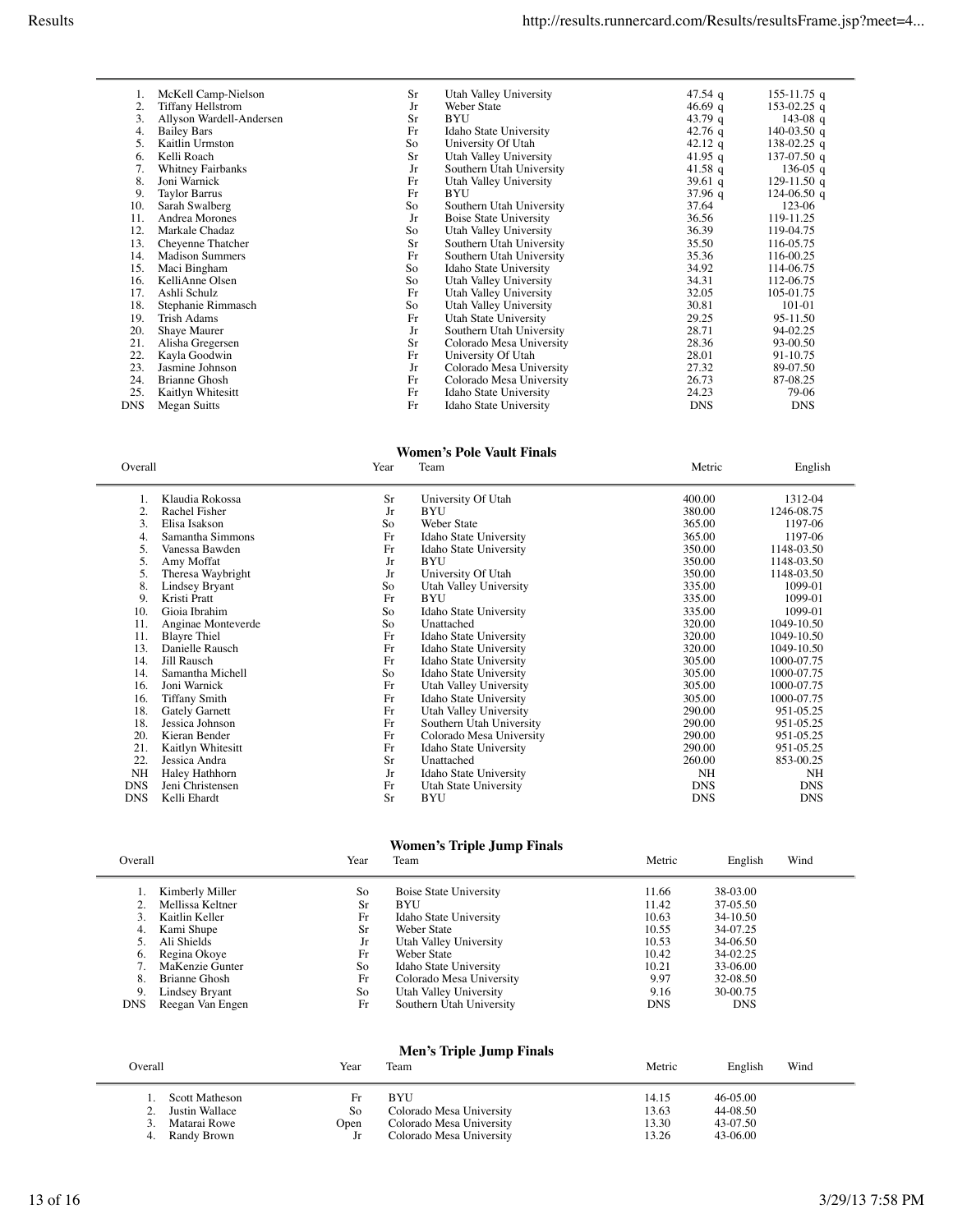| | | | | | |
|---|---|---|---|---|---|
| 1. | McKell Camp-Nielson | Sr | Utah Valley University | 47.54 q | 155-11.75 q |
| 2. | Tiffany Hellstrom | Jr | Weber State | 46.69 q | 153-02.25 q |
| 3. | Allyson Wardell-Andersen | Sr | BYU | 43.79 q | 143-08 q |
| 4. | Bailey Bars | Fr | Idaho State University | 42.76 q | 140-03.50 q |
| 5. | Kaitlin Urmston | So | University Of Utah | 42.12 q | 138-02.25 q |
| 6. | Kelli Roach | Sr | Utah Valley University | 41.95 q | 137-07.50 q |
| 7. | Whitney Fairbanks | Jr | Southern Utah University | 41.58 q | 136-05 q |
| 8. | Joni Warnick | Fr | Utah Valley University | 39.61 q | 129-11.50 q |
| 9. | Taylor Barrus | Fr | BYU | 37.96 q | 124-06.50 q |
| 10. | Sarah Swalberg | So | Southern Utah University | 37.64 | 123-06 |
| 11. | Andrea Morones | Jr | Boise State University | 36.56 | 119-11.25 |
| 12. | Markale Chadaz | So | Utah Valley University | 36.39 | 119-04.75 |
| 13. | Cheyenne Thatcher | Sr | Southern Utah University | 35.50 | 116-05.75 |
| 14. | Madison Summers | Fr | Southern Utah University | 35.36 | 116-00.25 |
| 15. | Maci Bingham | So | Idaho State University | 34.92 | 114-06.75 |
| 16. | KelliAnne Olsen | So | Utah Valley University | 34.31 | 112-06.75 |
| 17. | Ashli Schulz | Fr | Utah Valley University | 32.05 | 105-01.75 |
| 18. | Stephanie Rimmasch | So | Utah Valley University | 30.81 | 101-01 |
| 19. | Trish Adams | Fr | Utah State University | 29.25 | 95-11.50 |
| 20. | Shaye Maurer | Jr | Southern Utah University | 28.71 | 94-02.25 |
| 21. | Alisha Gregersen | Sr | Colorado Mesa University | 28.36 | 93-00.50 |
| 22. | Kayla Goodwin | Fr | University Of Utah | 28.01 | 91-10.75 |
| 23. | Jasmine Johnson | Jr | Colorado Mesa University | 27.32 | 89-07.50 |
| 24. | Brianne Ghosh | Fr | Colorado Mesa University | 26.73 | 87-08.25 |
| 25. | Kaitlyn Whitesitt | Fr | Idaho State University | 24.23 | 79-06 |
| DNS | Megan Suitts | Fr | Idaho State University | DNS | DNS |

## Women's Pole Vault Finals

| Overall | | Year | Team | Metric | English |
|---|---|---|---|---|---|
| 1. | Klaudia Rokossa | Sr | University Of Utah | 400.00 | 1312-04 |
| 2. | Rachel Fisher | Jr | BYU | 380.00 | 1246-08.75 |
| 3. | Elisa Isakson | So | Weber State | 365.00 | 1197-06 |
| 4. | Samantha Simmons | Fr | Idaho State University | 365.00 | 1197-06 |
| 5. | Vanessa Bawden | Fr | Idaho State University | 350.00 | 1148-03.50 |
| 5. | Amy Moffat | Jr | BYU | 350.00 | 1148-03.50 |
| 5. | Theresa Waybright | Jr | University Of Utah | 350.00 | 1148-03.50 |
| 8. | Lindsey Bryant | So | Utah Valley University | 335.00 | 1099-01 |
| 9. | Kristi Pratt | Fr | BYU | 335.00 | 1099-01 |
| 10. | Gioia Ibrahim | So | Idaho State University | 335.00 | 1099-01 |
| 11. | Anginae Monteverde | So | Unattached | 320.00 | 1049-10.50 |
| 11. | Blayre Thiel | Fr | Idaho State University | 320.00 | 1049-10.50 |
| 13. | Danielle Rausch | Fr | Idaho State University | 320.00 | 1049-10.50 |
| 14. | Jill Rausch | Fr | Idaho State University | 305.00 | 1000-07.75 |
| 14. | Samantha Michell | So | Idaho State University | 305.00 | 1000-07.75 |
| 16. | Joni Warnick | Fr | Utah Valley University | 305.00 | 1000-07.75 |
| 16. | Tiffany Smith | Fr | Idaho State University | 305.00 | 1000-07.75 |
| 18. | Gately Garnett | Fr | Utah Valley University | 290.00 | 951-05.25 |
| 18. | Jessica Johnson | Fr | Southern Utah University | 290.00 | 951-05.25 |
| 20. | Kieran Bender | Fr | Colorado Mesa University | 290.00 | 951-05.25 |
| 21. | Kaitlyn Whitesitt | Fr | Idaho State University | 290.00 | 951-05.25 |
| 22. | Jessica Andra | Sr | Unattached | 260.00 | 853-00.25 |
| NH | Haley Hathhorn | Jr | Idaho State University | NH | NH |
| DNS | Jeni Christensen | Fr | Utah State University | DNS | DNS |
| DNS | Kelli Ehardt | Sr | BYU | DNS | DNS |

## Women's Triple Jump Finals

| Overall | | Year | Team | Metric | English | Wind |
|---|---|---|---|---|---|---|
| 1. | Kimberly Miller | So | Boise State University | 11.66 | 38-03.00 | |
| 2. | Mellissa Keltner | Sr | BYU | 11.42 | 37-05.50 | |
| 3. | Kaitlin Keller | Fr | Idaho State University | 10.63 | 34-10.50 | |
| 4. | Kami Shupe | Sr | Weber State | 10.55 | 34-07.25 | |
| 5. | Ali Shields | Jr | Utah Valley University | 10.53 | 34-06.50 | |
| 6. | Regina Okoye | Fr | Weber State | 10.42 | 34-02.25 | |
| 7. | MaKenzie Gunter | So | Idaho State University | 10.21 | 33-06.00 | |
| 8. | Brianne Ghosh | Fr | Colorado Mesa University | 9.97 | 32-08.50 | |
| 9. | Lindsey Bryant | So | Utah Valley University | 9.16 | 30-00.75 | |
| DNS | Reegan Van Engen | Fr | Southern Utah University | DNS | DNS | |

## Men's Triple Jump Finals

| Overall | | Year | Team | Metric | English | Wind |
|---|---|---|---|---|---|---|
| 1. | Scott Matheson | Fr | BYU | 14.15 | 46-05.00 | |
| 2. | Justin Wallace | So | Colorado Mesa University | 13.63 | 44-08.50 | |
| 3. | Matarai Rowe | Open | Colorado Mesa University | 13.30 | 43-07.50 | |
| 4. | Randy Brown | Jr | Colorado Mesa University | 13.26 | 43-06.00 | |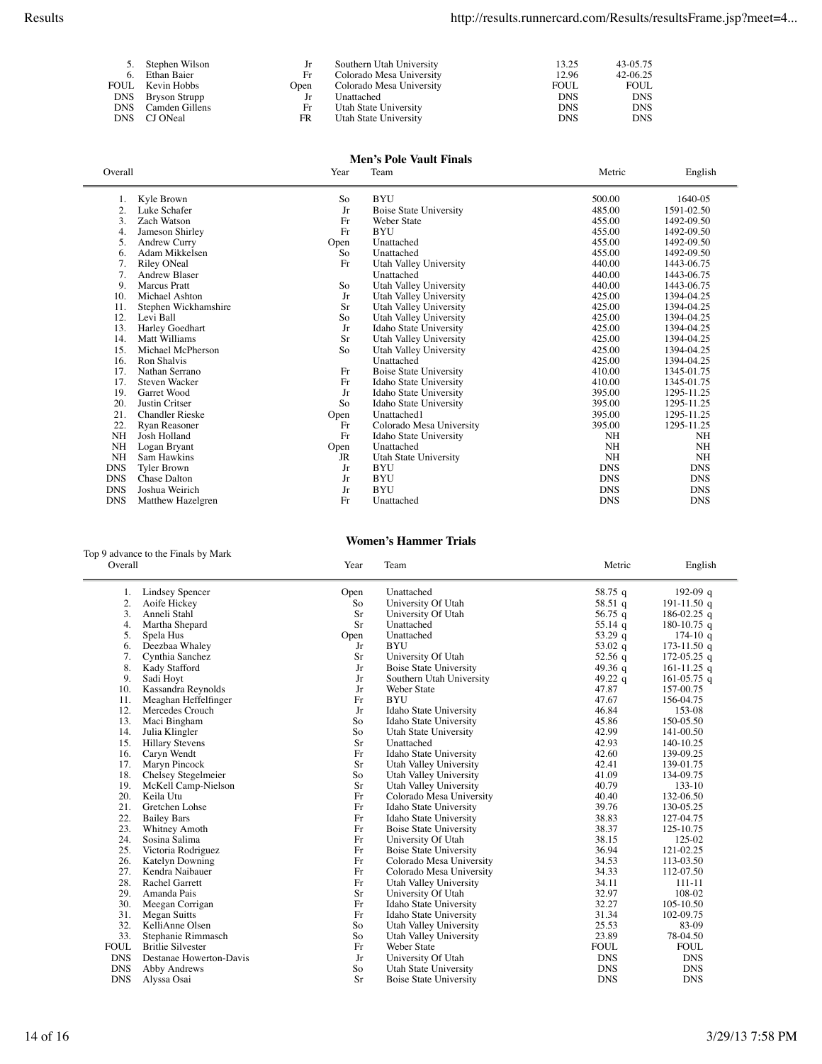| | | | | | |
|---|---|---|---|---|---|
| 5. | Stephen Wilson | Jr | Southern Utah University | 13.25 | 43-05.75 |
| 6. | Ethan Baier | Fr | Colorado Mesa University | 12.96 | 42-06.25 |
| FOUL | Kevin Hobbs | Open | Colorado Mesa University | FOUL | FOUL |
| DNS | Bryson Strupp | Jr | Unattached | DNS | DNS |
| DNS | Camden Gillens | Fr | Utah State University | DNS | DNS |
| DNS | CJ ONeal | FR | Utah State University | DNS | DNS |

## Men's Pole Vault Finals

| Overall | | Year | Team | Metric | English |
|---|---|---|---|---|---|
| 1. | Kyle Brown | So | BYU | 500.00 | 1640-05 |
| 2. | Luke Schafer | Jr | Boise State University | 485.00 | 1591-02.50 |
| 3. | Zach Watson | Fr | Weber State | 455.00 | 1492-09.50 |
| 4. | Jameson Shirley | Fr | BYU | 455.00 | 1492-09.50 |
| 5. | Andrew Curry | Open | Unattached | 455.00 | 1492-09.50 |
| 6. | Adam Mikkelsen | So | Unattached | 455.00 | 1492-09.50 |
| 7. | Riley ONeal | Fr | Utah Valley University | 440.00 | 1443-06.75 |
| 7. | Andrew Blaser | | Unattached | 440.00 | 1443-06.75 |
| 9. | Marcus Pratt | So | Utah Valley University | 440.00 | 1443-06.75 |
| 10. | Michael Ashton | Jr | Utah Valley University | 425.00 | 1394-04.25 |
| 11. | Stephen Wickhamshire | Sr | Utah Valley University | 425.00 | 1394-04.25 |
| 12. | Levi Ball | So | Utah Valley University | 425.00 | 1394-04.25 |
| 13. | Harley Goedhart | Jr | Idaho State University | 425.00 | 1394-04.25 |
| 14. | Matt Williams | Sr | Utah Valley University | 425.00 | 1394-04.25 |
| 15. | Michael McPherson | So | Utah Valley University | 425.00 | 1394-04.25 |
| 16. | Ron Shalvis | | Unattached | 425.00 | 1394-04.25 |
| 17. | Nathan Serrano | Fr | Boise State University | 410.00 | 1345-01.75 |
| 17. | Steven Wacker | Fr | Idaho State University | 410.00 | 1345-01.75 |
| 19. | Garret Wood | Jr | Idaho State University | 395.00 | 1295-11.25 |
| 20. | Justin Critser | So | Idaho State University | 395.00 | 1295-11.25 |
| 21. | Chandler Rieske | Open | Unattached1 | 395.00 | 1295-11.25 |
| 22. | Ryan Reasoner | Fr | Colorado Mesa University | 395.00 | 1295-11.25 |
| NH | Josh Holland | Fr | Idaho State University | NH | NH |
| NH | Logan Bryant | Open | Unattached | NH | NH |
| NH | Sam Hawkins | JR | Utah State University | NH | NH |
| DNS | Tyler Brown | Jr | BYU | DNS | DNS |
| DNS | Chase Dalton | Jr | BYU | DNS | DNS |
| DNS | Joshua Weirich | Jr | BYU | DNS | DNS |
| DNS | Matthew Hazelgren | Fr | Unattached | DNS | DNS |

## Women's Hammer Trials

Top 9 advance to the Finals by Mark

| Overall | | Year | Team | Metric | English |
|---|---|---|---|---|---|
| 1. | Lindsey Spencer | Open | Unattached | 58.75 q | 192-09 q |
| 2. | Aoife Hickey | So | University Of Utah | 58.51 q | 191-11.50 q |
| 3. | Anneli Stahl | Sr | University Of Utah | 56.75 q | 186-02.25 q |
| 4. | Martha Shepard | Sr | Unattached | 55.14 q | 180-10.75 q |
| 5. | Spela Hus | Open | Unattached | 53.29 q | 174-10 q |
| 6. | Deezbaa Whaley | Jr | BYU | 53.02 q | 173-11.50 q |
| 7. | Cynthia Sanchez | Sr | University Of Utah | 52.56 q | 172-05.25 q |
| 8. | Kady Stafford | Jr | Boise State University | 49.36 q | 161-11.25 q |
| 9. | Sadi Hoyt | Jr | Southern Utah University | 49.22 q | 161-05.75 q |
| 10. | Kassandra Reynolds | Jr | Weber State | 47.87 | 157-00.75 |
| 11. | Meaghan Heffelfinger | Fr | BYU | 47.67 | 156-04.75 |
| 12. | Mercedes Crouch | Jr | Idaho State University | 46.84 | 153-08 |
| 13. | Maci Bingham | So | Idaho State University | 45.86 | 150-05.50 |
| 14. | Julia Klingler | So | Utah State University | 42.99 | 141-00.50 |
| 15. | Hillary Stevens | Sr | Unattached | 42.93 | 140-10.25 |
| 16. | Caryn Wendt | Fr | Idaho State University | 42.60 | 139-09.25 |
| 17. | Maryn Pincock | Sr | Utah Valley University | 42.41 | 139-01.75 |
| 18. | Chelsey Stegelmeier | So | Utah Valley University | 41.09 | 134-09.75 |
| 19. | McKell Camp-Nielson | Sr | Utah Valley University | 40.79 | 133-10 |
| 20. | Keila Utu | Fr | Colorado Mesa University | 40.40 | 132-06.50 |
| 21. | Gretchen Lohse | Fr | Idaho State University | 39.76 | 130-05.25 |
| 22. | Bailey Bars | Fr | Idaho State University | 38.83 | 127-04.75 |
| 23. | Whitney Amoth | Fr | Boise State University | 38.37 | 125-10.75 |
| 24. | Sosina Salima | Fr | University Of Utah | 38.15 | 125-02 |
| 25. | Victoria Rodriguez | Fr | Boise State University | 36.94 | 121-02.25 |
| 26. | Katelyn Downing | Fr | Colorado Mesa University | 34.53 | 113-03.50 |
| 27. | Kendra Naibauer | Fr | Colorado Mesa University | 34.33 | 112-07.50 |
| 28. | Rachel Garrett | Fr | Utah Valley University | 34.11 | 111-11 |
| 29. | Amanda Pais | Sr | University Of Utah | 32.97 | 108-02 |
| 30. | Meegan Corrigan | Fr | Idaho State University | 32.27 | 105-10.50 |
| 31. | Megan Suitts | Fr | Idaho State University | 31.34 | 102-09.75 |
| 32. | KelliAnne Olsen | So | Utah Valley University | 25.53 | 83-09 |
| 33. | Stephanie Rimmasch | So | Utah Valley University | 23.89 | 78-04.50 |
| FOUL | Britlie Silvester | Fr | Weber State | FOUL | FOUL |
| DNS | Destanae Howerton-Davis | Jr | University Of Utah | DNS | DNS |
| DNS | Abby Andrews | So | Utah State University | DNS | DNS |
| DNS | Alyssa Osai | Sr | Boise State University | DNS | DNS |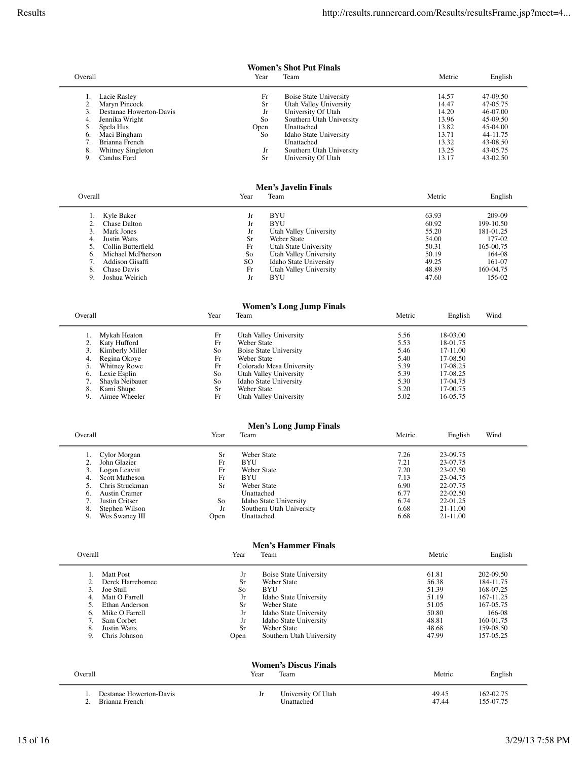## Women's Shot Put Finals

| Overall | | Year | Team | Metric | English |
|---|---|---|---|---|---|
| 1. | Lacie Rasley | Fr | Boise State University | 14.57 | 47-09.50 |
| 2. | Maryn Pincock | Sr | Utah Valley University | 14.47 | 47-05.75 |
| 3. | Destanae Howerton-Davis | Jr | University Of Utah | 14.20 | 46-07.00 |
| 4. | Jennika Wright | So | Southern Utah University | 13.96 | 45-09.50 |
| 5. | Spela Hus | Open | Unattached | 13.82 | 45-04.00 |
| 6. | Maci Bingham | So | Idaho State University | 13.71 | 44-11.75 |
| 7. | Brianna French | | Unattached | 13.32 | 43-08.50 |
| 8. | Whitney Singleton | Jr | Southern Utah University | 13.25 | 43-05.75 |
| 9. | Candus Ford | Sr | University Of Utah | 13.17 | 43-02.50 |

## Men's Javelin Finals

| Overall | | Year | Team | Metric | English |
|---|---|---|---|---|---|
| 1. | Kyle Baker | Jr | BYU | 63.93 | 209-09 |
| 2. | Chase Dalton | Jr | BYU | 60.92 | 199-10.50 |
| 3. | Mark Jones | Jr | Utah Valley University | 55.20 | 181-01.25 |
| 4. | Justin Watts | Sr | Weber State | 54.00 | 177-02 |
| 5. | Collin Butterfield | Fr | Utah State University | 50.31 | 165-00.75 |
| 6. | Michael McPherson | So | Utah Valley University | 50.19 | 164-08 |
| 7. | Addison Gisaffi | SO | Idaho State University | 49.25 | 161-07 |
| 8. | Chase Davis | Fr | Utah Valley University | 48.89 | 160-04.75 |
| 9. | Joshua Weirich | Jr | BYU | 47.60 | 156-02 |

## Women's Long Jump Finals

| Overall | | Year | Team | Metric | English | Wind |
|---|---|---|---|---|---|---|
| 1. | Mykah Heaton | Fr | Utah Valley University | 5.56 | 18-03.00 | |
| 2. | Katy Hufford | Fr | Weber State | 5.53 | 18-01.75 | |
| 3. | Kimberly Miller | So | Boise State University | 5.46 | 17-11.00 | |
| 4. | Regina Okoye | Fr | Weber State | 5.40 | 17-08.50 | |
| 5. | Whitney Rowe | Fr | Colorado Mesa University | 5.39 | 17-08.25 | |
| 6. | Lexie Esplin | So | Utah Valley University | 5.39 | 17-08.25 | |
| 7. | Shayla Neibauer | So | Idaho State University | 5.30 | 17-04.75 | |
| 8. | Kami Shupe | Sr | Weber State | 5.20 | 17-00.75 | |
| 9. | Aimee Wheeler | Fr | Utah Valley University | 5.02 | 16-05.75 | |

## Men's Long Jump Finals

| Overall | | Year | Team | Metric | English | Wind |
|---|---|---|---|---|---|---|
| 1. | Cylor Morgan | Sr | Weber State | 7.26 | 23-09.75 | |
| 2. | John Glazier | Fr | BYU | 7.21 | 23-07.75 | |
| 3. | Logan Leavitt | Fr | Weber State | 7.20 | 23-07.50 | |
| 4. | Scott Matheson | Fr | BYU | 7.13 | 23-04.75 | |
| 5. | Chris Struckman | Sr | Weber State | 6.90 | 22-07.75 | |
| 6. | Austin Cramer | | Unattached | 6.77 | 22-02.50 | |
| 7. | Justin Critser | So | Idaho State University | 6.74 | 22-01.25 | |
| 8. | Stephen Wilson | Jr | Southern Utah University | 6.68 | 21-11.00 | |
| 9. | Wes Swaney III | Open | Unattached | 6.68 | 21-11.00 | |

## Men's Hammer Finals

| Overall | | Year | Team | Metric | English |
|---|---|---|---|---|---|
| 1. | Matt Post | Jr | Boise State University | 61.81 | 202-09.50 |
| 2. | Derek Harrebomee | Sr | Weber State | 56.38 | 184-11.75 |
| 3. | Joe Stull | So | BYU | 51.39 | 168-07.25 |
| 4. | Matt O Farrell | Jr | Idaho State University | 51.19 | 167-11.25 |
| 5. | Ethan Anderson | Sr | Weber State | 51.05 | 167-05.75 |
| 6. | Mike O Farrell | Jr | Idaho State University | 50.80 | 166-08 |
| 7. | Sam Corbet | Jr | Idaho State University | 48.81 | 160-01.75 |
| 8. | Justin Watts | Sr | Weber State | 48.68 | 159-08.50 |
| 9. | Chris Johnson | Open | Southern Utah University | 47.99 | 157-05.25 |

## Women's Discus Finals

| Overall | | Year | Team | Metric | English |
|---|---|---|---|---|---|
| 1. | Destanae Howerton-Davis | Jr | University Of Utah | 49.45 | 162-02.75 |
| 2. | Brianna French | | Unattached | 47.44 | 155-07.75 |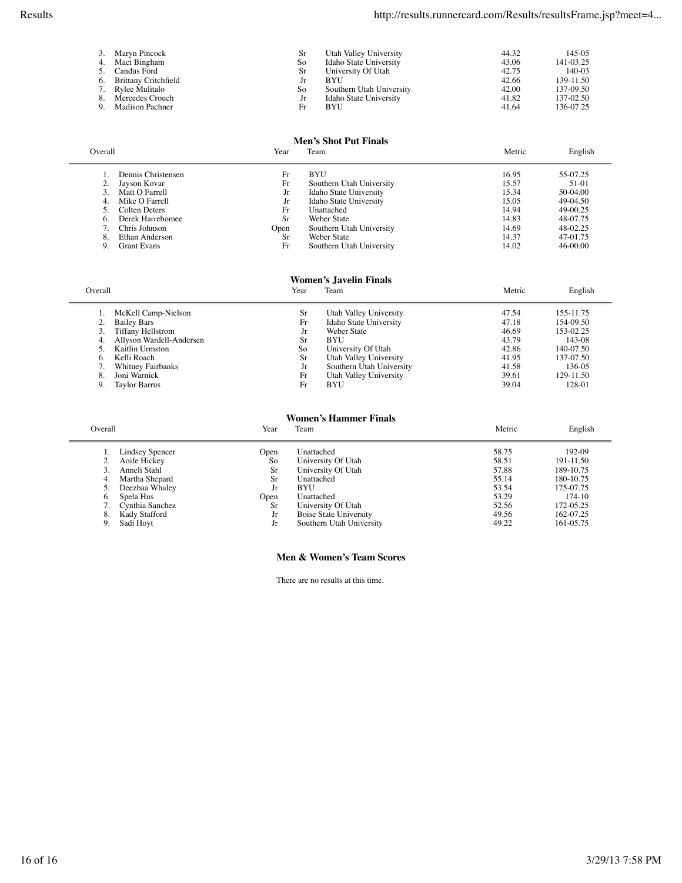| | | | | |
|---|---|---|---|---|
| 3. Maryn Pincock | Sr | Utah Valley University | 44.32 | 145-05 |
| 4. Maci Bingham | So | Idaho State University | 43.06 | 141-03.25 |
| 5. Candus Ford | Sr | University Of Utah | 42.75 | 140-03 |
| 6. Brittany Critchfield | Jr | BYU | 42.66 | 139-11.50 |
| 7. Rylee Mulitalo | So | Southern Utah University | 42.00 | 137-09.50 |
| 8. Mercedes Crouch | Jr | Idaho State University | 41.82 | 137-02.50 |
| 9. Madison Pachner | Fr | BYU | 41.64 | 136-07.25 |

## Men's Shot Put Finals

| Overall | Year | Team | Metric | English |
|---|---|---|---|---|
| 1. Dennis Christensen | Fr | BYU | 16.95 | 55-07.25 |
| 2. Jayson Kovar | Fr | Southern Utah University | 15.57 | 51-01 |
| 3. Matt O Farrell | Jr | Idaho State University | 15.34 | 50-04.00 |
| 4. Mike O Farrell | Jr | Idaho State University | 15.05 | 49-04.50 |
| 5. Colten Deters | Fr | Unattached | 14.94 | 49-00.25 |
| 6. Derek Harrebomee | Sr | Weber State | 14.83 | 48-07.75 |
| 7. Chris Johnson | Open | Southern Utah University | 14.69 | 48-02.25 |
| 8. Ethan Anderson | Sr | Weber State | 14.37 | 47-01.75 |
| 9. Grant Evans | Fr | Southern Utah University | 14.02 | 46-00.00 |

## Women's Javelin Finals

| Overall | Year | Team | Metric | English |
|---|---|---|---|---|
| 1. McKell Camp-Nielson | Sr | Utah Valley University | 47.54 | 155-11.75 |
| 2. Bailey Bars | Fr | Idaho State University | 47.18 | 154-09.50 |
| 3. Tiffany Hellstrom | Jr | Weber State | 46.69 | 153-02.25 |
| 4. Allyson Wardell-Andersen | Sr | BYU | 43.79 | 143-08 |
| 5. Kaitlin Urmston | So | University Of Utah | 42.86 | 140-07.50 |
| 6. Kelli Roach | Sr | Utah Valley University | 41.95 | 137-07.50 |
| 7. Whitney Fairbanks | Jr | Southern Utah University | 41.58 | 136-05 |
| 8. Joni Warnick | Fr | Utah Valley University | 39.61 | 129-11.50 |
| 9. Taylor Barrus | Fr | BYU | 39.04 | 128-01 |

## Women's Hammer Finals

| Overall | Year | Team | Metric | English |
|---|---|---|---|---|
| 1. Lindsey Spencer | Open | Unattached | 58.75 | 192-09 |
| 2. Aoife Hickey | So | University Of Utah | 58.51 | 191-11.50 |
| 3. Anneli Stahl | Sr | University Of Utah | 57.88 | 189-10.75 |
| 4. Martha Shepard | Sr | Unattached | 55.14 | 180-10.75 |
| 5. Deezbaa Whaley | Jr | BYU | 53.54 | 175-07.75 |
| 6. Spela Hus | Open | Unattached | 53.29 | 174-10 |
| 7. Cynthia Sanchez | Sr | University Of Utah | 52.56 | 172-05.25 |
| 8. Kady Stafford | Jr | Boise State University | 49.56 | 162-07.25 |
| 9. Sadi Hoyt | Jr | Southern Utah University | 49.22 | 161-05.75 |

## Men & Women's Team Scores

There are no results at this time.